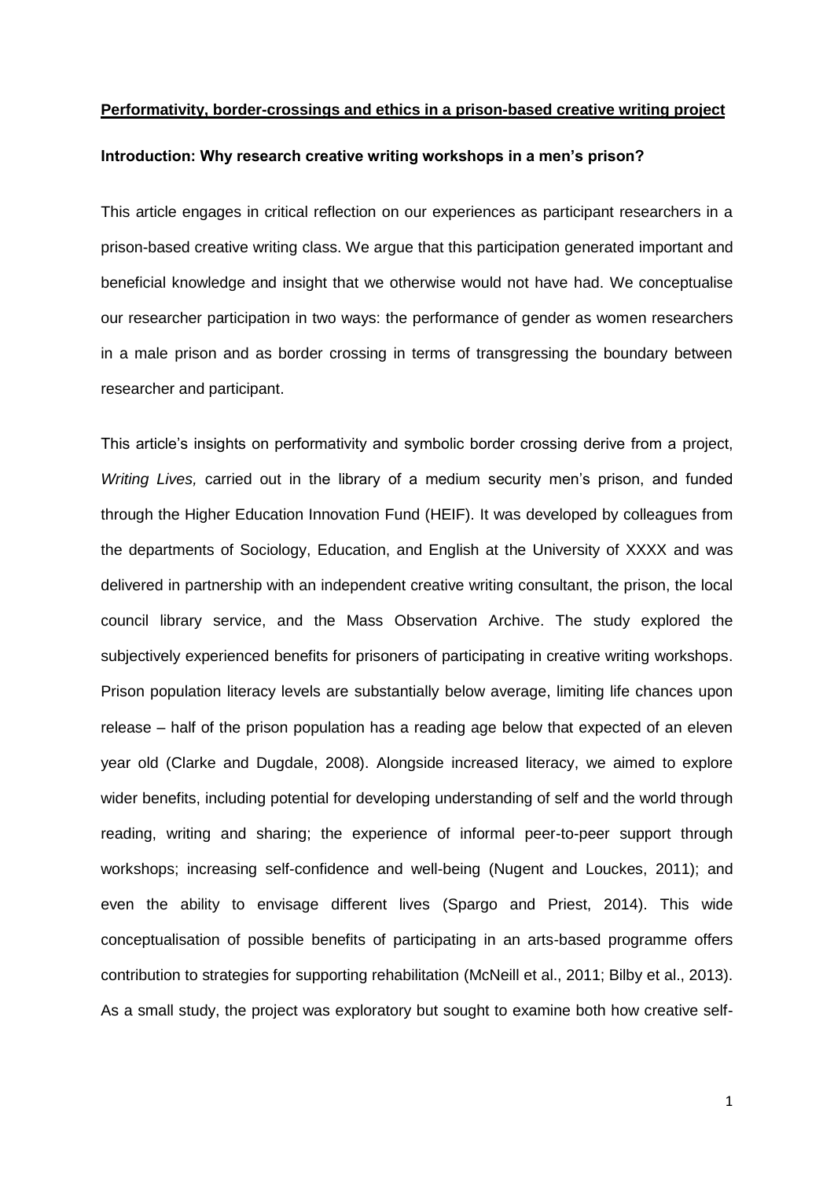# Performativity, border-crossings and ethics in a prison-based creative writing project

## Introduction: Why research creative writing workshops in a men's prison?

This article engages in critical reflection on our experiences as participant researchers in a prison-based creative writing class. We argue that this participation generated important and beneficial knowledge and insight that we otherwise would not have had. We conceptualise our researcher participation in two ways: the performance of gender as women researchers in a male prison and as border crossing in terms of transgressing the boundary between researcher and participant.

This article's insights on performativity and symbolic border crossing derive from a project, *Writing Lives,* carried out in the library of a medium security men's prison, and funded through the Higher Education Innovation Fund (HEIF). It was developed by colleagues from the departments of Sociology, Education, and English at the University of XXXX and was delivered in partnership with an independent creative writing consultant, the prison, the local council library service, and the Mass Observation Archive. The study explored the subjectively experienced benefits for prisoners of participating in creative writing workshops. Prison population literacy levels are substantially below average, limiting life chances upon release – half of the prison population has a reading age below that expected of an eleven year old (Clarke and Dugdale, 2008). Alongside increased literacy, we aimed to explore wider benefits, including potential for developing understanding of self and the world through reading, writing and sharing; the experience of informal peer-to-peer support through workshops; increasing self-confidence and well-being (Nugent and Louckes, 2011); and even the ability to envisage different lives (Spargo and Priest, 2014). This wide conceptualisation of possible benefits of participating in an arts-based programme offers contribution to strategies for supporting rehabilitation (McNeill et al., 2011; Bilby et al., 2013). As a small study, the project was exploratory but sought to examine both how creative self-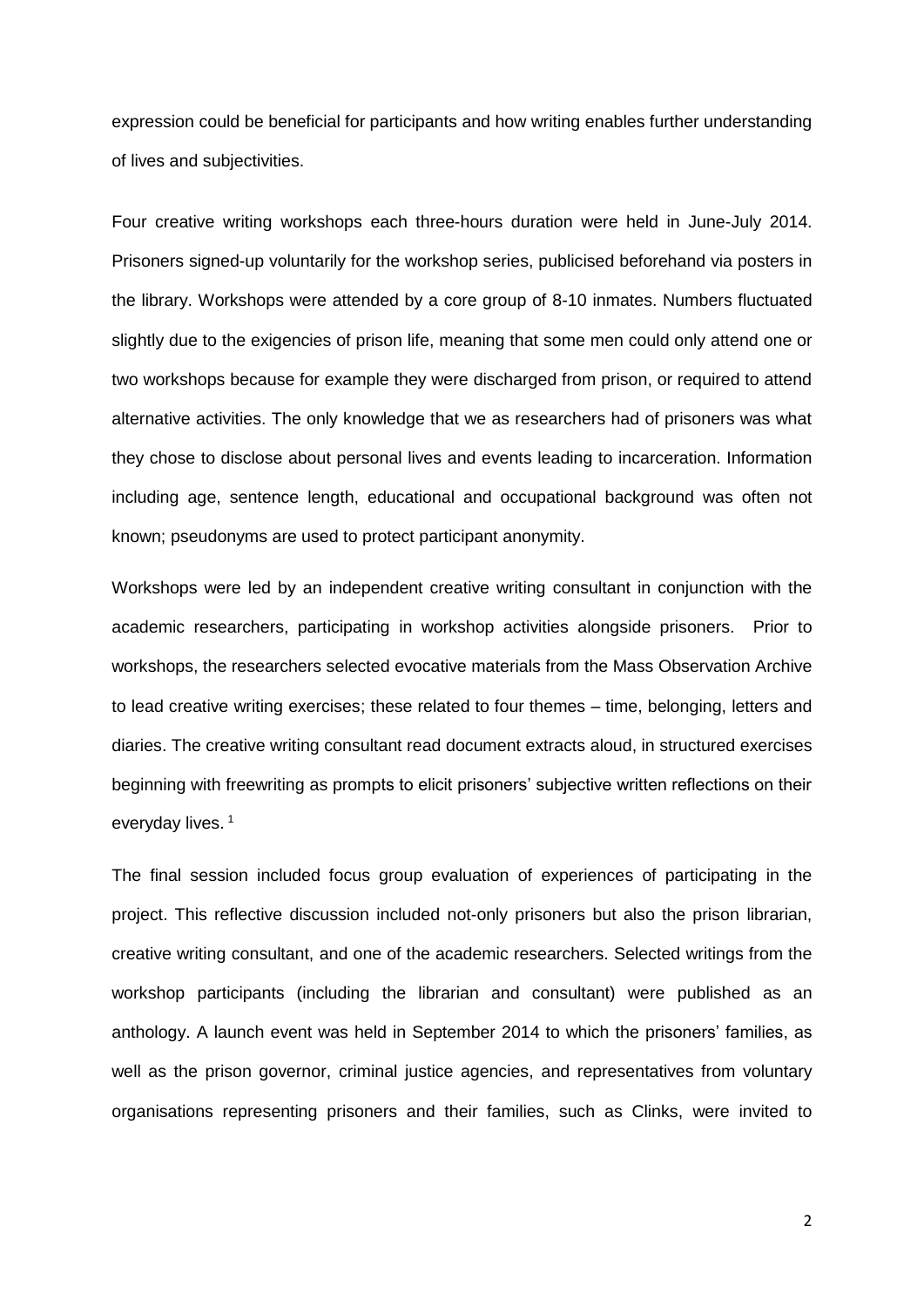expression could be beneficial for participants and how writing enables further understanding of lives and subjectivities.

Four creative writing workshops each three-hours duration were held in June-July 2014. Prisoners signed-up voluntarily for the workshop series, publicised beforehand via posters in the library. Workshops were attended by a core group of 8-10 inmates. Numbers fluctuated slightly due to the exigencies of prison life, meaning that some men could only attend one or two workshops because for example they were discharged from prison, or required to attend alternative activities. The only knowledge that we as researchers had of prisoners was what they chose to disclose about personal lives and events leading to incarceration. Information including age, sentence length, educational and occupational background was often not known; pseudonyms are used to protect participant anonymity.

Workshops were led by an independent creative writing consultant in conjunction with the academic researchers, participating in workshop activities alongside prisoners. Prior to workshops, the researchers selected evocative materials from the Mass Observation Archive to lead creative writing exercises; these related to four themes – time, belonging, letters and diaries. The creative writing consultant read document extracts aloud, in structured exercises beginning with freewriting as prompts to elicit prisoners' subjective written reflections on their everyday lives. [1]

The final session included focus group evaluation of experiences of participating in the project. This reflective discussion included not-only prisoners but also the prison librarian, creative writing consultant, and one of the academic researchers. Selected writings from the workshop participants (including the librarian and consultant) were published as an anthology. A launch event was held in September 2014 to which the prisoners' families, as well as the prison governor, criminal justice agencies, and representatives from voluntary organisations representing prisoners and their families, such as Clinks, were invited to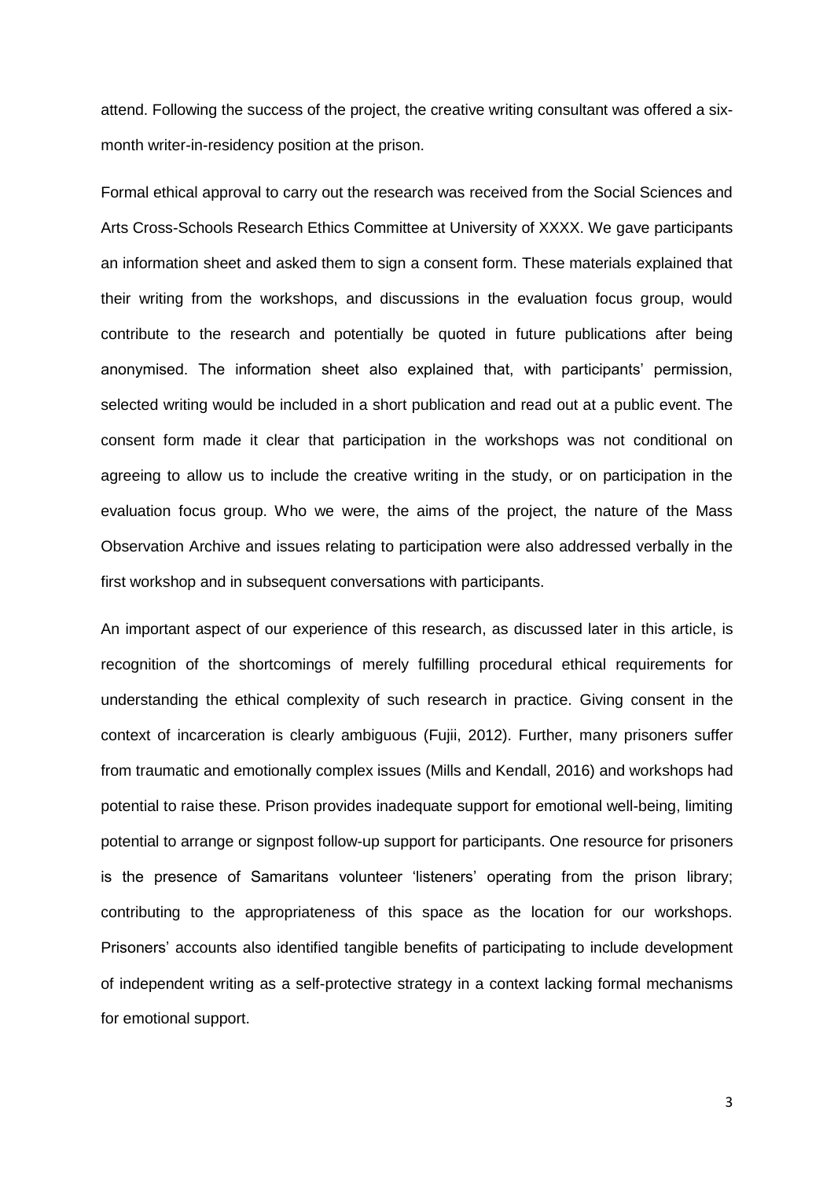attend. Following the success of the project, the creative writing consultant was offered a six-month writer-in-residency position at the prison.

Formal ethical approval to carry out the research was received from the Social Sciences and Arts Cross-Schools Research Ethics Committee at University of XXXX. We gave participants an information sheet and asked them to sign a consent form. These materials explained that their writing from the workshops, and discussions in the evaluation focus group, would contribute to the research and potentially be quoted in future publications after being anonymised. The information sheet also explained that, with participants' permission, selected writing would be included in a short publication and read out at a public event. The consent form made it clear that participation in the workshops was not conditional on agreeing to allow us to include the creative writing in the study, or on participation in the evaluation focus group. Who we were, the aims of the project, the nature of the Mass Observation Archive and issues relating to participation were also addressed verbally in the first workshop and in subsequent conversations with participants.

An important aspect of our experience of this research, as discussed later in this article, is recognition of the shortcomings of merely fulfilling procedural ethical requirements for understanding the ethical complexity of such research in practice. Giving consent in the context of incarceration is clearly ambiguous (Fujii, 2012). Further, many prisoners suffer from traumatic and emotionally complex issues (Mills and Kendall, 2016) and workshops had potential to raise these. Prison provides inadequate support for emotional well-being, limiting potential to arrange or signpost follow-up support for participants. One resource for prisoners is the presence of Samaritans volunteer 'listeners' operating from the prison library; contributing to the appropriateness of this space as the location for our workshops. Prisoners' accounts also identified tangible benefits of participating to include development of independent writing as a self-protective strategy in a context lacking formal mechanisms for emotional support.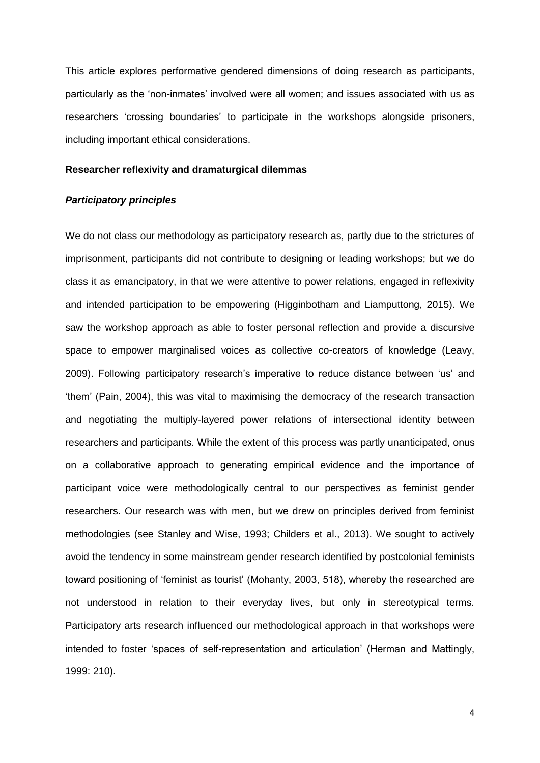This article explores performative gendered dimensions of doing research as participants, particularly as the 'non-inmates' involved were all women; and issues associated with us as researchers 'crossing boundaries' to participate in the workshops alongside prisoners, including important ethical considerations.

## Researcher reflexivity and dramaturgical dilemmas

### *Participatory principles*

We do not class our methodology as participatory research as, partly due to the strictures of imprisonment, participants did not contribute to designing or leading workshops; but we do class it as emancipatory, in that we were attentive to power relations, engaged in reflexivity and intended participation to be empowering (Higginbotham and Liamputtong, 2015). We saw the workshop approach as able to foster personal reflection and provide a discursive space to empower marginalised voices as collective co-creators of knowledge (Leavy, 2009). Following participatory research's imperative to reduce distance between 'us' and 'them' (Pain, 2004), this was vital to maximising the democracy of the research transaction and negotiating the multiply-layered power relations of intersectional identity between researchers and participants. While the extent of this process was partly unanticipated, onus on a collaborative approach to generating empirical evidence and the importance of participant voice were methodologically central to our perspectives as feminist gender researchers. Our research was with men, but we drew on principles derived from feminist methodologies (see Stanley and Wise, 1993; Childers et al., 2013). We sought to actively avoid the tendency in some mainstream gender research identified by postcolonial feminists toward positioning of 'feminist as tourist' (Mohanty, 2003, 518), whereby the researched are not understood in relation to their everyday lives, but only in stereotypical terms. Participatory arts research influenced our methodological approach in that workshops were intended to foster 'spaces of self-representation and articulation' (Herman and Mattingly, 1999: 210).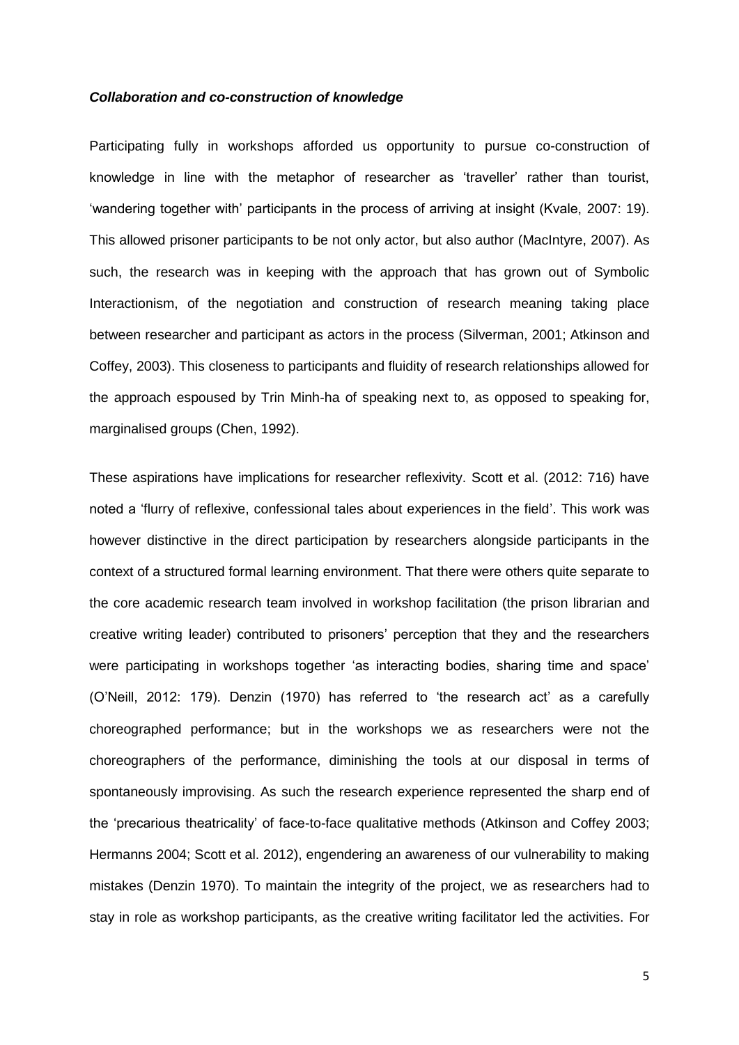### *Collaboration and co-construction of knowledge*

Participating fully in workshops afforded us opportunity to pursue co-construction of knowledge in line with the metaphor of researcher as 'traveller' rather than tourist, 'wandering together with' participants in the process of arriving at insight (Kvale, 2007: 19). This allowed prisoner participants to be not only actor, but also author (MacIntyre, 2007). As such, the research was in keeping with the approach that has grown out of Symbolic Interactionism, of the negotiation and construction of research meaning taking place between researcher and participant as actors in the process (Silverman, 2001; Atkinson and Coffey, 2003). This closeness to participants and fluidity of research relationships allowed for the approach espoused by Trin Minh-ha of speaking next to, as opposed to speaking for, marginalised groups (Chen, 1992).

These aspirations have implications for researcher reflexivity. Scott et al. (2012: 716) have noted a 'flurry of reflexive, confessional tales about experiences in the field'. This work was however distinctive in the direct participation by researchers alongside participants in the context of a structured formal learning environment. That there were others quite separate to the core academic research team involved in workshop facilitation (the prison librarian and creative writing leader) contributed to prisoners' perception that they and the researchers were participating in workshops together 'as interacting bodies, sharing time and space' (O'Neill, 2012: 179). Denzin (1970) has referred to 'the research act' as a carefully choreographed performance; but in the workshops we as researchers were not the choreographers of the performance, diminishing the tools at our disposal in terms of spontaneously improvising. As such the research experience represented the sharp end of the 'precarious theatricality' of face-to-face qualitative methods (Atkinson and Coffey 2003; Hermanns 2004; Scott et al. 2012), engendering an awareness of our vulnerability to making mistakes (Denzin 1970). To maintain the integrity of the project, we as researchers had to stay in role as workshop participants, as the creative writing facilitator led the activities. For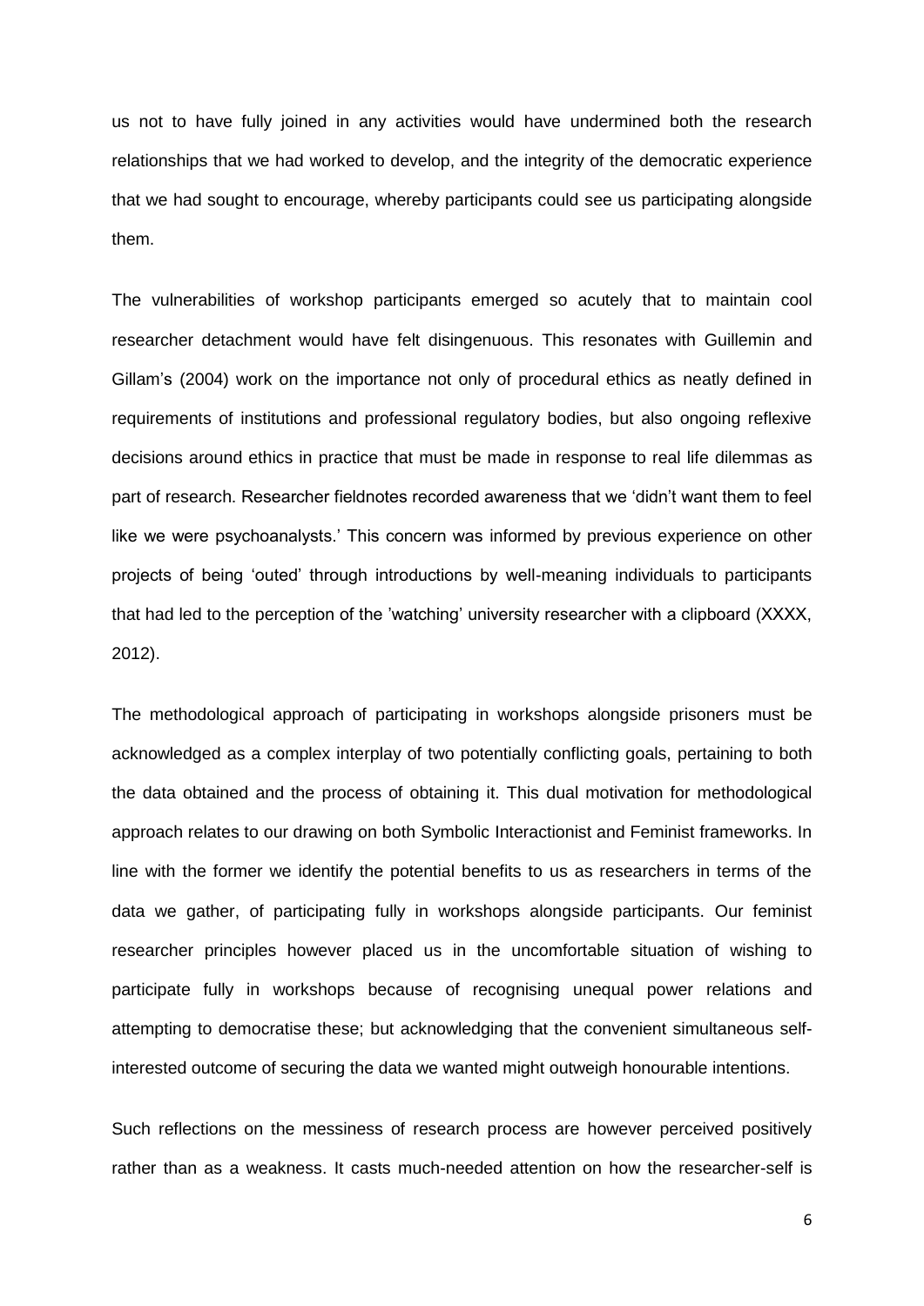us not to have fully joined in any activities would have undermined both the research relationships that we had worked to develop, and the integrity of the democratic experience that we had sought to encourage, whereby participants could see us participating alongside them.

The vulnerabilities of workshop participants emerged so acutely that to maintain cool researcher detachment would have felt disingenuous. This resonates with Guillemin and Gillam's (2004) work on the importance not only of procedural ethics as neatly defined in requirements of institutions and professional regulatory bodies, but also ongoing reflexive decisions around ethics in practice that must be made in response to real life dilemmas as part of research. Researcher fieldnotes recorded awareness that we 'didn't want them to feel like we were psychoanalysts.' This concern was informed by previous experience on other projects of being 'outed' through introductions by well-meaning individuals to participants that had led to the perception of the 'watching' university researcher with a clipboard (XXXX, 2012).

The methodological approach of participating in workshops alongside prisoners must be acknowledged as a complex interplay of two potentially conflicting goals, pertaining to both the data obtained and the process of obtaining it. This dual motivation for methodological approach relates to our drawing on both Symbolic Interactionist and Feminist frameworks. In line with the former we identify the potential benefits to us as researchers in terms of the data we gather, of participating fully in workshops alongside participants. Our feminist researcher principles however placed us in the uncomfortable situation of wishing to participate fully in workshops because of recognising unequal power relations and attempting to democratise these; but acknowledging that the convenient simultaneous self-interested outcome of securing the data we wanted might outweigh honourable intentions.

Such reflections on the messiness of research process are however perceived positively rather than as a weakness. It casts much-needed attention on how the researcher-self is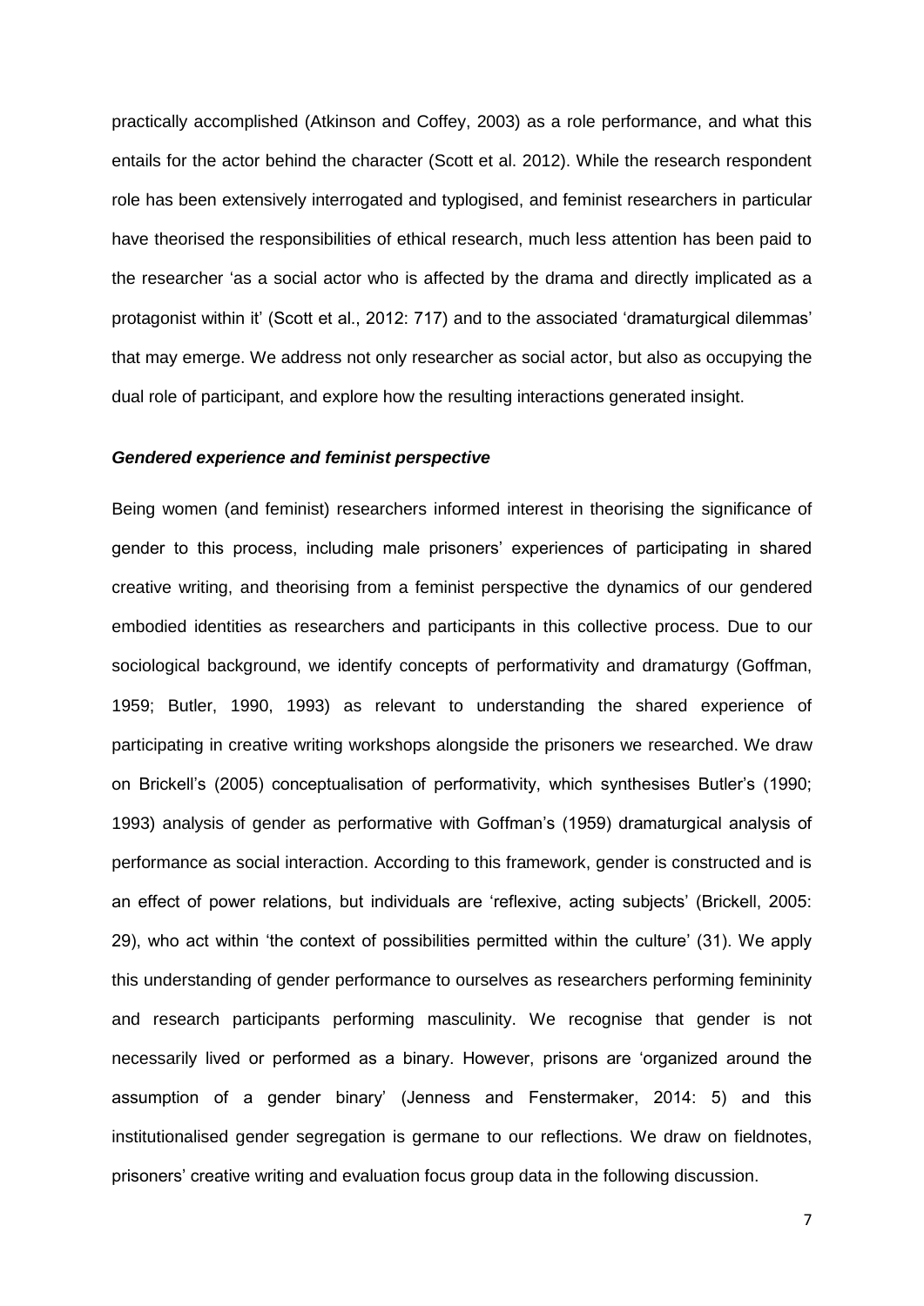practically accomplished (Atkinson and Coffey, 2003) as a role performance, and what this entails for the actor behind the character (Scott et al. 2012). While the research respondent role has been extensively interrogated and typlogised, and feminist researchers in particular have theorised the responsibilities of ethical research, much less attention has been paid to the researcher 'as a social actor who is affected by the drama and directly implicated as a protagonist within it' (Scott et al., 2012: 717) and to the associated 'dramaturgical dilemmas' that may emerge. We address not only researcher as social actor, but also as occupying the dual role of participant, and explore how the resulting interactions generated insight.

### ***Gendered experience and feminist perspective***

Being women (and feminist) researchers informed interest in theorising the significance of gender to this process, including male prisoners' experiences of participating in shared creative writing, and theorising from a feminist perspective the dynamics of our gendered embodied identities as researchers and participants in this collective process. Due to our sociological background, we identify concepts of performativity and dramaturgy (Goffman, 1959; Butler, 1990, 1993) as relevant to understanding the shared experience of participating in creative writing workshops alongside the prisoners we researched. We draw on Brickell's (2005) conceptualisation of performativity, which synthesises Butler's (1990; 1993) analysis of gender as performative with Goffman's (1959) dramaturgical analysis of performance as social interaction. According to this framework, gender is constructed and is an effect of power relations, but individuals are 'reflexive, acting subjects' (Brickell, 2005: 29), who act within 'the context of possibilities permitted within the culture' (31). We apply this understanding of gender performance to ourselves as researchers performing femininity and research participants performing masculinity. We recognise that gender is not necessarily lived or performed as a binary. However, prisons are 'organized around the assumption of a gender binary' (Jenness and Fenstermaker, 2014: 5) and this institutionalised gender segregation is germane to our reflections. We draw on fieldnotes, prisoners' creative writing and evaluation focus group data in the following discussion.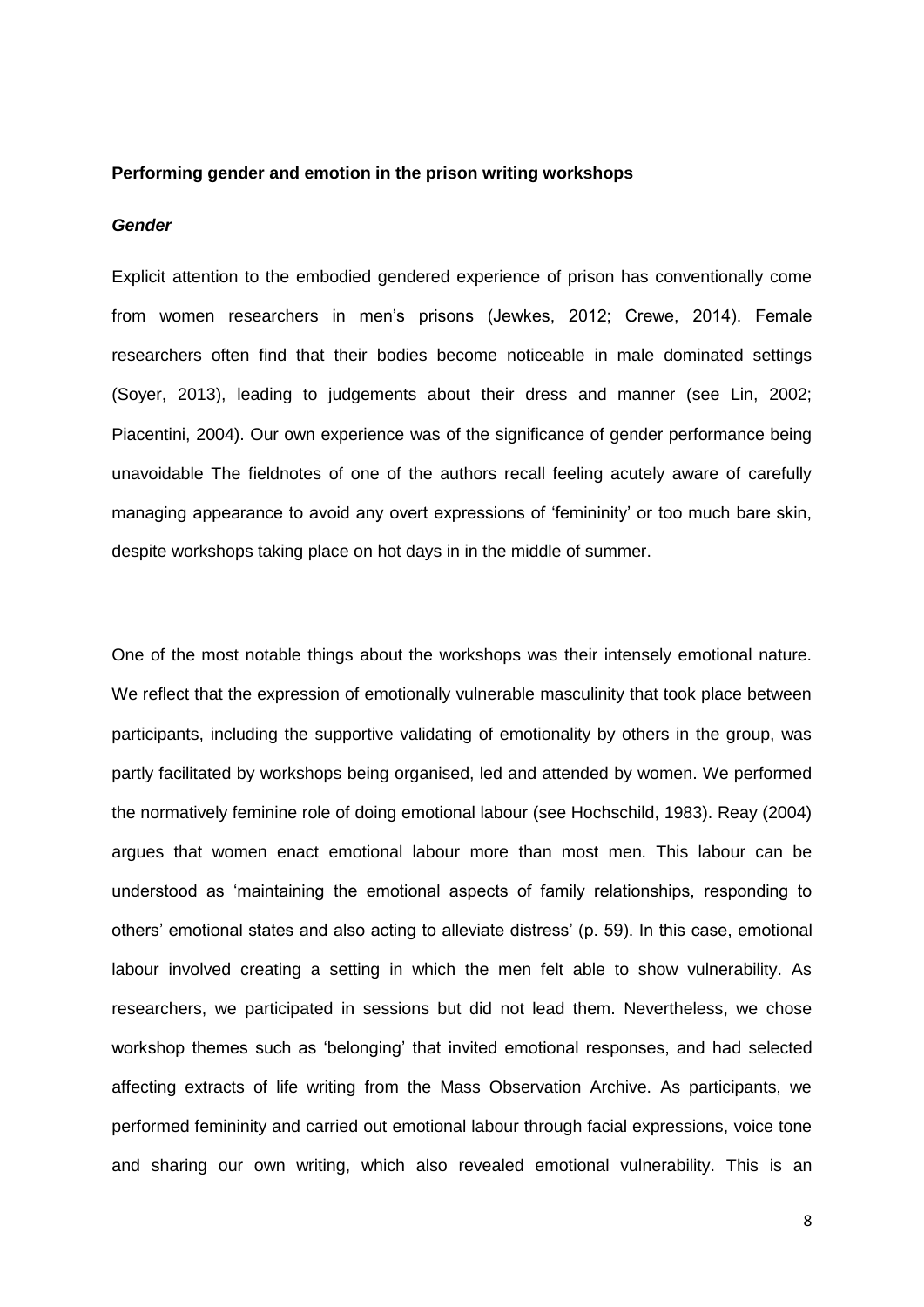**Performing gender and emotion in the prison writing workshops**

***Gender***

Explicit attention to the embodied gendered experience of prison has conventionally come from women researchers in men's prisons (Jewkes, 2012; Crewe, 2014). Female researchers often find that their bodies become noticeable in male dominated settings (Soyer, 2013), leading to judgements about their dress and manner (see Lin, 2002; Piacentini, 2004). Our own experience was of the significance of gender performance being unavoidable The fieldnotes of one of the authors recall feeling acutely aware of carefully managing appearance to avoid any overt expressions of 'femininity' or too much bare skin, despite workshops taking place on hot days in in the middle of summer.

One of the most notable things about the workshops was their intensely emotional nature. We reflect that the expression of emotionally vulnerable masculinity that took place between participants, including the supportive validating of emotionality by others in the group, was partly facilitated by workshops being organised, led and attended by women. We performed the normatively feminine role of doing emotional labour (see Hochschild, 1983). Reay (2004) argues that women enact emotional labour more than most men. This labour can be understood as 'maintaining the emotional aspects of family relationships, responding to others' emotional states and also acting to alleviate distress' (p. 59). In this case, emotional labour involved creating a setting in which the men felt able to show vulnerability. As researchers, we participated in sessions but did not lead them. Nevertheless, we chose workshop themes such as 'belonging' that invited emotional responses, and had selected affecting extracts of life writing from the Mass Observation Archive. As participants, we performed femininity and carried out emotional labour through facial expressions, voice tone and sharing our own writing, which also revealed emotional vulnerability. This is an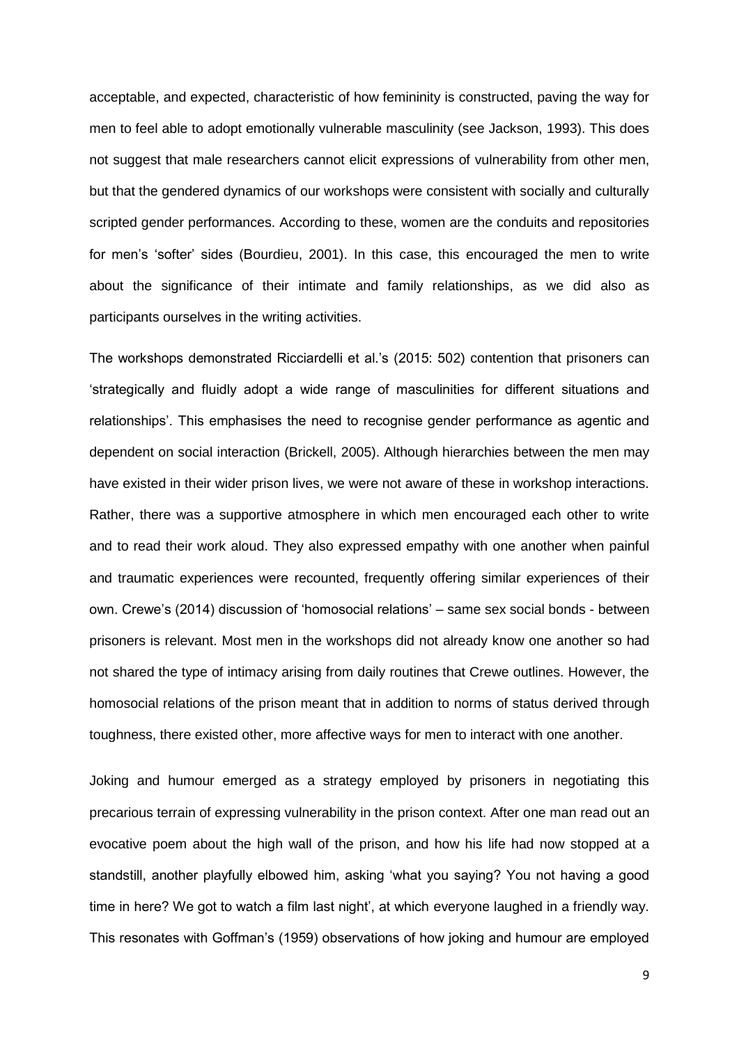acceptable, and expected, characteristic of how femininity is constructed, paving the way for men to feel able to adopt emotionally vulnerable masculinity (see Jackson, 1993). This does not suggest that male researchers cannot elicit expressions of vulnerability from other men, but that the gendered dynamics of our workshops were consistent with socially and culturally scripted gender performances. According to these, women are the conduits and repositories for men's 'softer' sides (Bourdieu, 2001). In this case, this encouraged the men to write about the significance of their intimate and family relationships, as we did also as participants ourselves in the writing activities.

The workshops demonstrated Ricciardelli et al.'s (2015: 502) contention that prisoners can 'strategically and fluidly adopt a wide range of masculinities for different situations and relationships'. This emphasises the need to recognise gender performance as agentic and dependent on social interaction (Brickell, 2005). Although hierarchies between the men may have existed in their wider prison lives, we were not aware of these in workshop interactions. Rather, there was a supportive atmosphere in which men encouraged each other to write and to read their work aloud. They also expressed empathy with one another when painful and traumatic experiences were recounted, frequently offering similar experiences of their own. Crewe's (2014) discussion of 'homosocial relations' – same sex social bonds - between prisoners is relevant. Most men in the workshops did not already know one another so had not shared the type of intimacy arising from daily routines that Crewe outlines. However, the homosocial relations of the prison meant that in addition to norms of status derived through toughness, there existed other, more affective ways for men to interact with one another.

Joking and humour emerged as a strategy employed by prisoners in negotiating this precarious terrain of expressing vulnerability in the prison context. After one man read out an evocative poem about the high wall of the prison, and how his life had now stopped at a standstill, another playfully elbowed him, asking 'what you saying? You not having a good time in here? We got to watch a film last night', at which everyone laughed in a friendly way. This resonates with Goffman's (1959) observations of how joking and humour are employed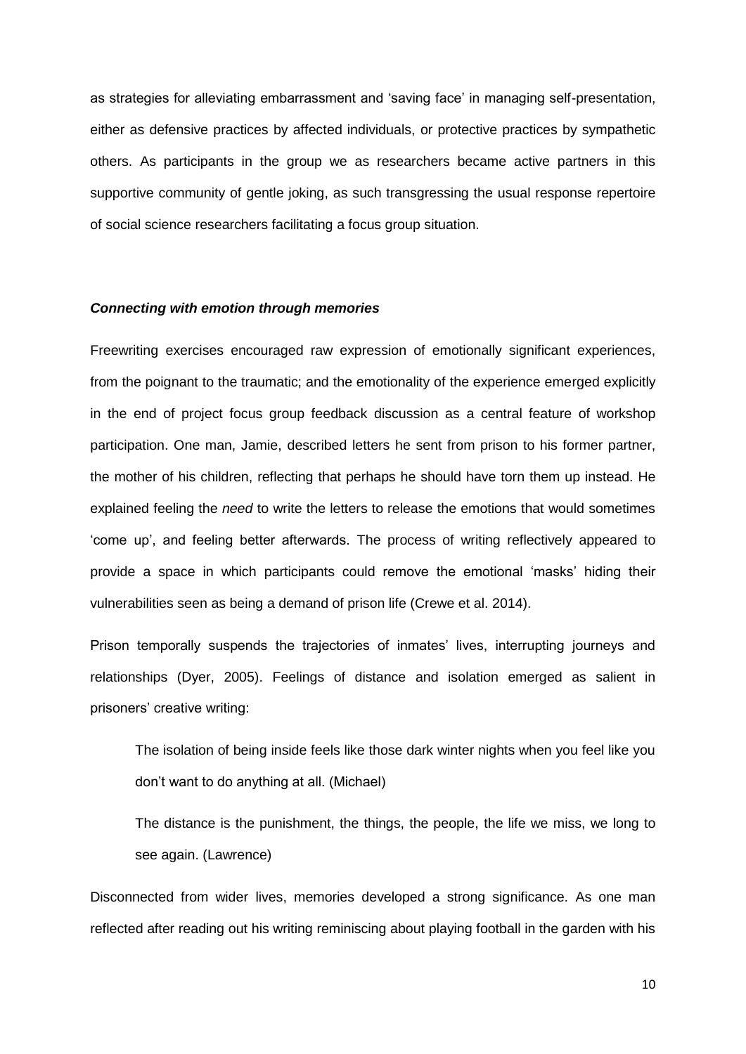as strategies for alleviating embarrassment and 'saving face' in managing self-presentation, either as defensive practices by affected individuals, or protective practices by sympathetic others. As participants in the group we as researchers became active partners in this supportive community of gentle joking, as such transgressing the usual response repertoire of social science researchers facilitating a focus group situation.

### ***Connecting with emotion through memories***

Freewriting exercises encouraged raw expression of emotionally significant experiences, from the poignant to the traumatic; and the emotionality of the experience emerged explicitly in the end of project focus group feedback discussion as a central feature of workshop participation. One man, Jamie, described letters he sent from prison to his former partner, the mother of his children, reflecting that perhaps he should have torn them up instead. He explained feeling the *need* to write the letters to release the emotions that would sometimes 'come up', and feeling better afterwards. The process of writing reflectively appeared to provide a space in which participants could remove the emotional 'masks' hiding their vulnerabilities seen as being a demand of prison life (Crewe et al. 2014).

Prison temporally suspends the trajectories of inmates' lives, interrupting journeys and relationships (Dyer, 2005). Feelings of distance and isolation emerged as salient in prisoners' creative writing:

> The isolation of being inside feels like those dark winter nights when you feel like you don't want to do anything at all. (Michael)
>
> The distance is the punishment, the things, the people, the life we miss, we long to see again. (Lawrence)

Disconnected from wider lives, memories developed a strong significance. As one man reflected after reading out his writing reminiscing about playing football in the garden with his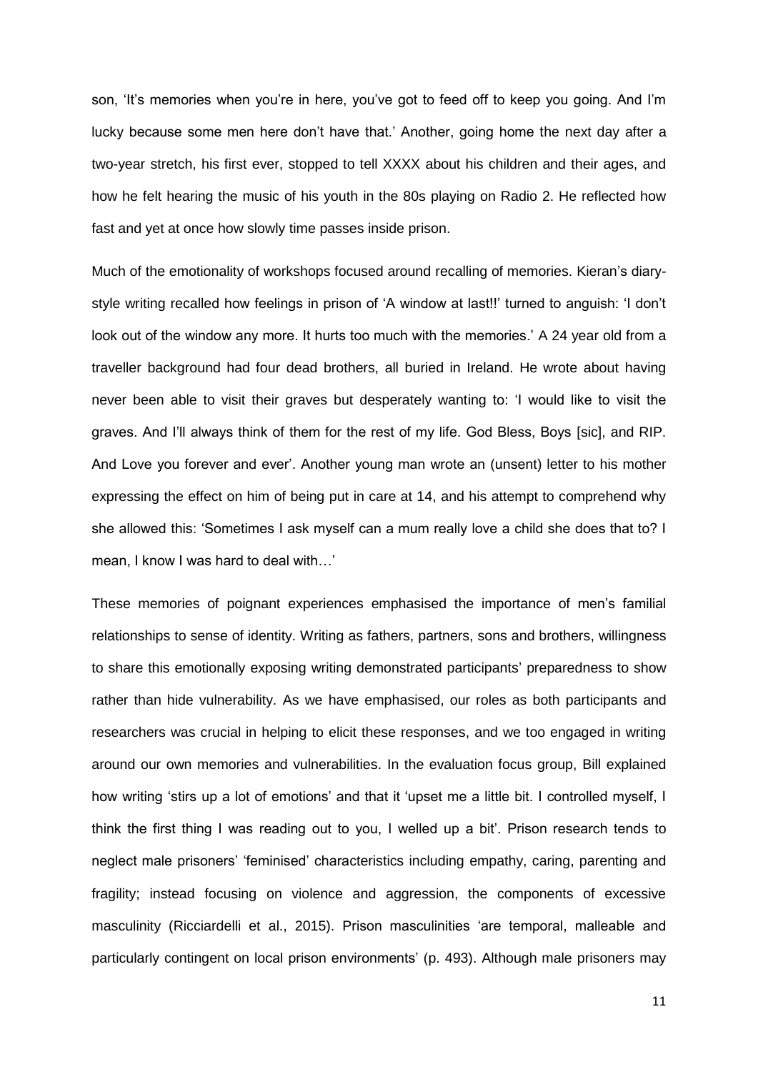son, 'It's memories when you're in here, you've got to feed off to keep you going. And I'm lucky because some men here don't have that.' Another, going home the next day after a two-year stretch, his first ever, stopped to tell XXXX about his children and their ages, and how he felt hearing the music of his youth in the 80s playing on Radio 2. He reflected how fast and yet at once how slowly time passes inside prison.

Much of the emotionality of workshops focused around recalling of memories. Kieran's diary-style writing recalled how feelings in prison of 'A window at last!!' turned to anguish: 'I don't look out of the window any more. It hurts too much with the memories.' A 24 year old from a traveller background had four dead brothers, all buried in Ireland. He wrote about having never been able to visit their graves but desperately wanting to: 'I would like to visit the graves. And I'll always think of them for the rest of my life. God Bless, Boys [sic], and RIP. And Love you forever and ever'. Another young man wrote an (unsent) letter to his mother expressing the effect on him of being put in care at 14, and his attempt to comprehend why she allowed this: 'Sometimes I ask myself can a mum really love a child she does that to? I mean, I know I was hard to deal with…'

These memories of poignant experiences emphasised the importance of men's familial relationships to sense of identity. Writing as fathers, partners, sons and brothers, willingness to share this emotionally exposing writing demonstrated participants' preparedness to show rather than hide vulnerability. As we have emphasised, our roles as both participants and researchers was crucial in helping to elicit these responses, and we too engaged in writing around our own memories and vulnerabilities. In the evaluation focus group, Bill explained how writing 'stirs up a lot of emotions' and that it 'upset me a little bit. I controlled myself, I think the first thing I was reading out to you, I welled up a bit'. Prison research tends to neglect male prisoners' 'feminised' characteristics including empathy, caring, parenting and fragility; instead focusing on violence and aggression, the components of excessive masculinity (Ricciardelli et al., 2015). Prison masculinities 'are temporal, malleable and particularly contingent on local prison environments' (p. 493). Although male prisoners may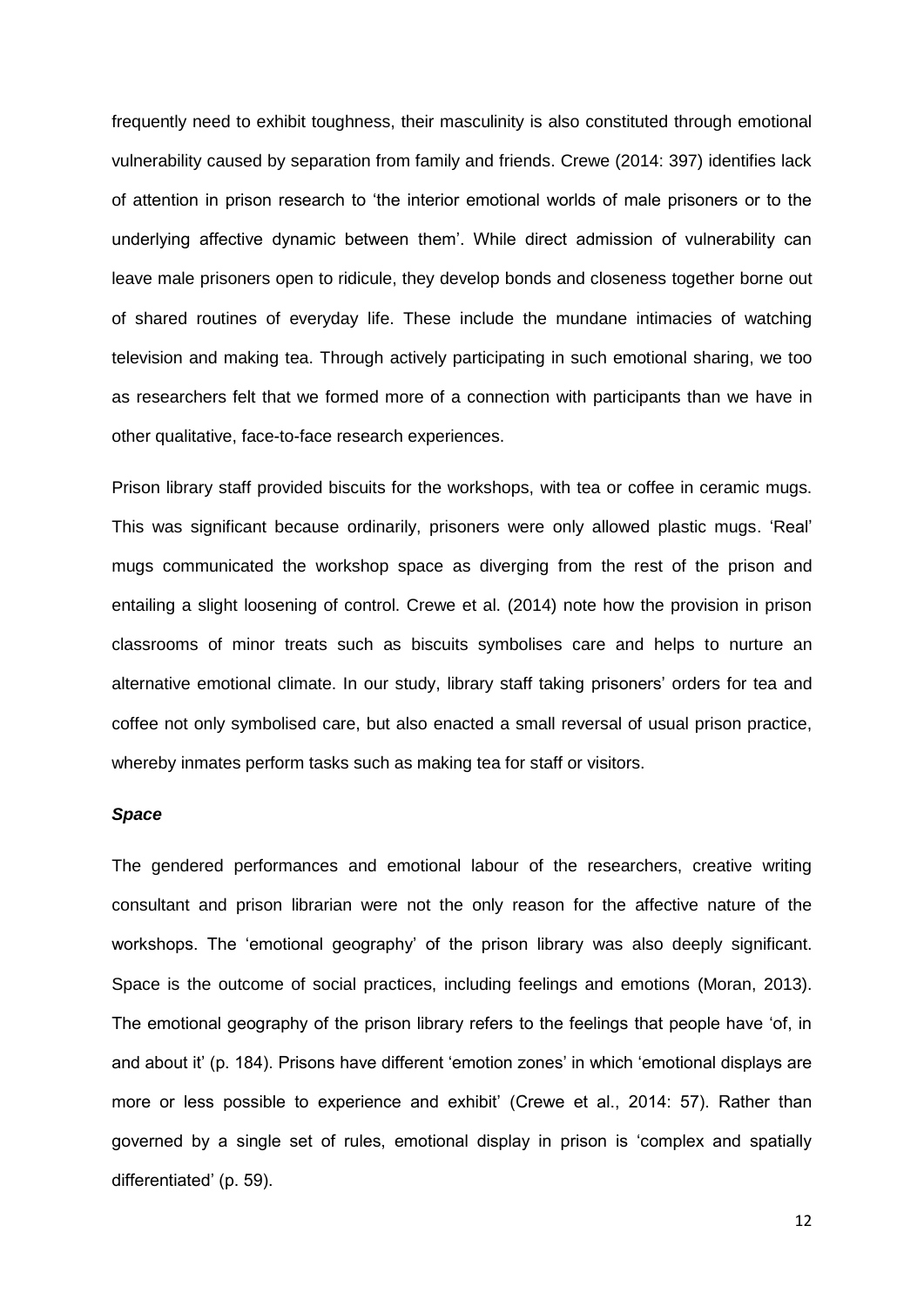frequently need to exhibit toughness, their masculinity is also constituted through emotional vulnerability caused by separation from family and friends. Crewe (2014: 397) identifies lack of attention in prison research to 'the interior emotional worlds of male prisoners or to the underlying affective dynamic between them'. While direct admission of vulnerability can leave male prisoners open to ridicule, they develop bonds and closeness together borne out of shared routines of everyday life. These include the mundane intimacies of watching television and making tea. Through actively participating in such emotional sharing, we too as researchers felt that we formed more of a connection with participants than we have in other qualitative, face-to-face research experiences.

Prison library staff provided biscuits for the workshops, with tea or coffee in ceramic mugs. This was significant because ordinarily, prisoners were only allowed plastic mugs. 'Real' mugs communicated the workshop space as diverging from the rest of the prison and entailing a slight loosening of control. Crewe et al. (2014) note how the provision in prison classrooms of minor treats such as biscuits symbolises care and helps to nurture an alternative emotional climate. In our study, library staff taking prisoners' orders for tea and coffee not only symbolised care, but also enacted a small reversal of usual prison practice, whereby inmates perform tasks such as making tea for staff or visitors.

***Space***

The gendered performances and emotional labour of the researchers, creative writing consultant and prison librarian were not the only reason for the affective nature of the workshops. The 'emotional geography' of the prison library was also deeply significant. Space is the outcome of social practices, including feelings and emotions (Moran, 2013). The emotional geography of the prison library refers to the feelings that people have 'of, in and about it' (p. 184). Prisons have different 'emotion zones' in which 'emotional displays are more or less possible to experience and exhibit' (Crewe et al., 2014: 57). Rather than governed by a single set of rules, emotional display in prison is 'complex and spatially differentiated' (p. 59).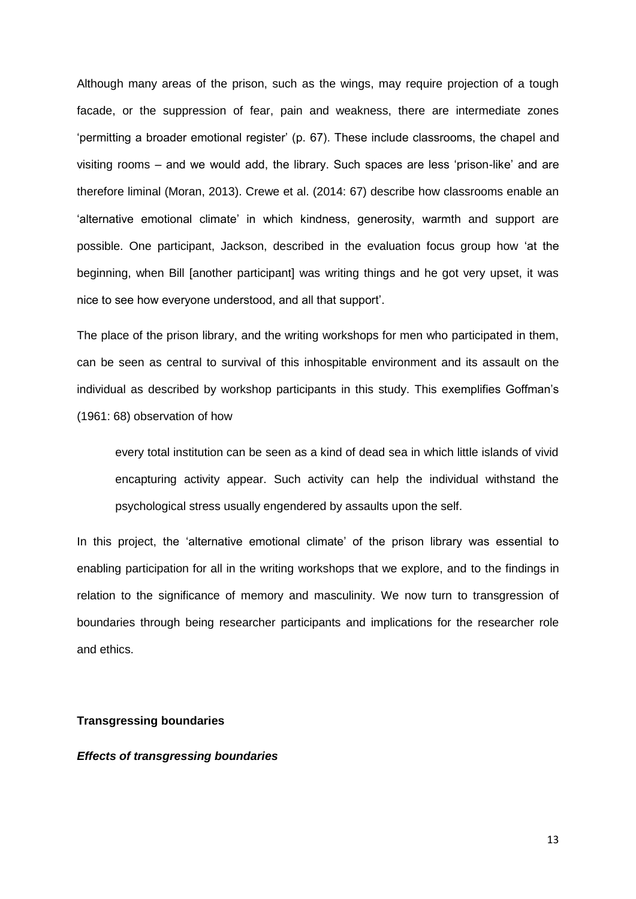Although many areas of the prison, such as the wings, may require projection of a tough facade, or the suppression of fear, pain and weakness, there are intermediate zones 'permitting a broader emotional register' (p. 67). These include classrooms, the chapel and visiting rooms – and we would add, the library. Such spaces are less 'prison-like' and are therefore liminal (Moran, 2013). Crewe et al. (2014: 67) describe how classrooms enable an 'alternative emotional climate' in which kindness, generosity, warmth and support are possible. One participant, Jackson, described in the evaluation focus group how 'at the beginning, when Bill [another participant] was writing things and he got very upset, it was nice to see how everyone understood, and all that support'.

The place of the prison library, and the writing workshops for men who participated in them, can be seen as central to survival of this inhospitable environment and its assault on the individual as described by workshop participants in this study. This exemplifies Goffman's (1961: 68) observation of how

> every total institution can be seen as a kind of dead sea in which little islands of vivid encapturing activity appear. Such activity can help the individual withstand the psychological stress usually engendered by assaults upon the self.

In this project, the 'alternative emotional climate' of the prison library was essential to enabling participation for all in the writing workshops that we explore, and to the findings in relation to the significance of memory and masculinity. We now turn to transgression of boundaries through being researcher participants and implications for the researcher role and ethics.

## Transgressing boundaries

### *Effects of transgressing boundaries*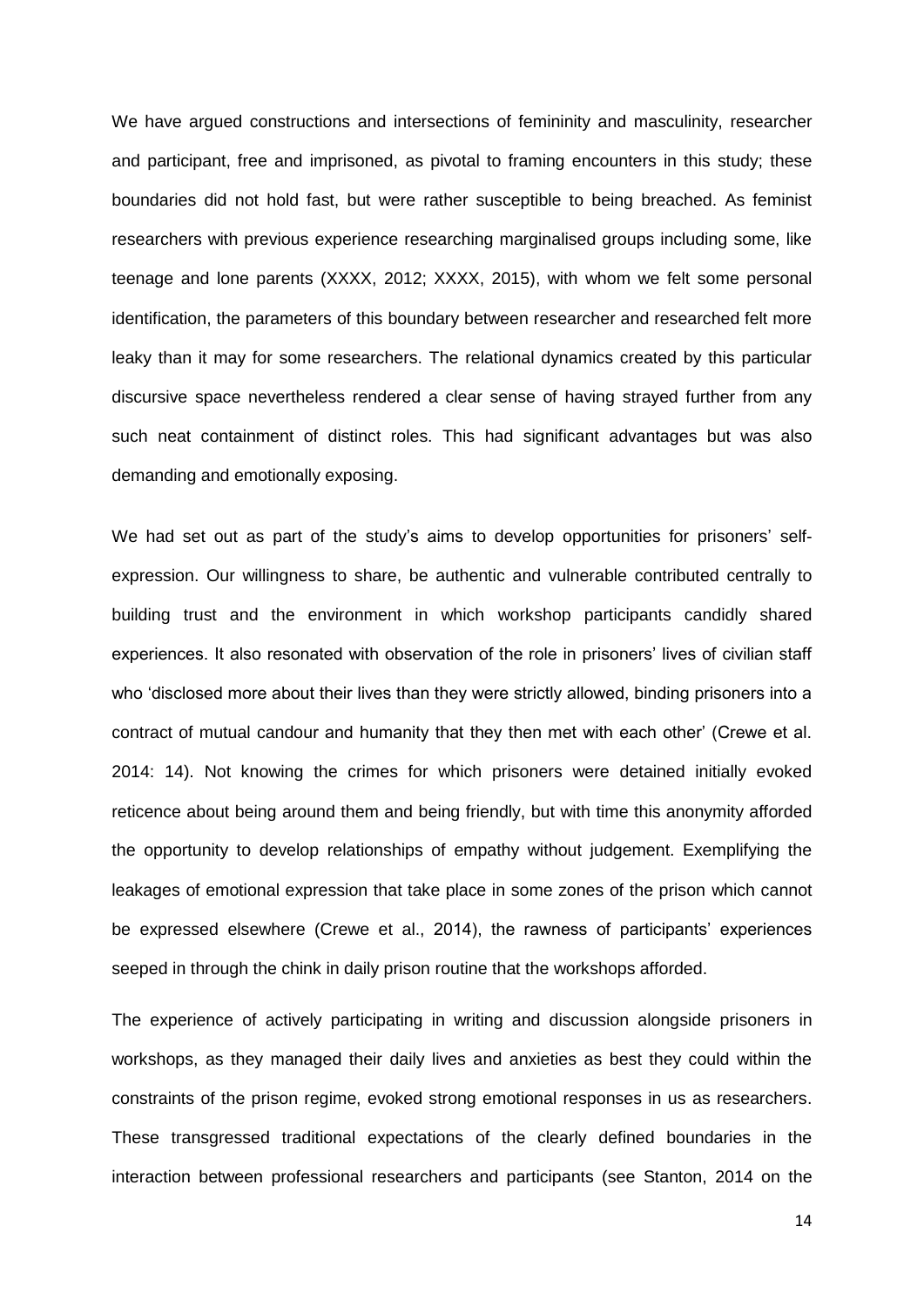We have argued constructions and intersections of femininity and masculinity, researcher and participant, free and imprisoned, as pivotal to framing encounters in this study; these boundaries did not hold fast, but were rather susceptible to being breached. As feminist researchers with previous experience researching marginalised groups including some, like teenage and lone parents (XXXX, 2012; XXXX, 2015), with whom we felt some personal identification, the parameters of this boundary between researcher and researched felt more leaky than it may for some researchers. The relational dynamics created by this particular discursive space nevertheless rendered a clear sense of having strayed further from any such neat containment of distinct roles. This had significant advantages but was also demanding and emotionally exposing.

We had set out as part of the study's aims to develop opportunities for prisoners' self-expression. Our willingness to share, be authentic and vulnerable contributed centrally to building trust and the environment in which workshop participants candidly shared experiences. It also resonated with observation of the role in prisoners' lives of civilian staff who 'disclosed more about their lives than they were strictly allowed, binding prisoners into a contract of mutual candour and humanity that they then met with each other' (Crewe et al. 2014: 14). Not knowing the crimes for which prisoners were detained initially evoked reticence about being around them and being friendly, but with time this anonymity afforded the opportunity to develop relationships of empathy without judgement. Exemplifying the leakages of emotional expression that take place in some zones of the prison which cannot be expressed elsewhere (Crewe et al., 2014), the rawness of participants' experiences seeped in through the chink in daily prison routine that the workshops afforded.

The experience of actively participating in writing and discussion alongside prisoners in workshops, as they managed their daily lives and anxieties as best they could within the constraints of the prison regime, evoked strong emotional responses in us as researchers. These transgressed traditional expectations of the clearly defined boundaries in the interaction between professional researchers and participants (see Stanton, 2014 on the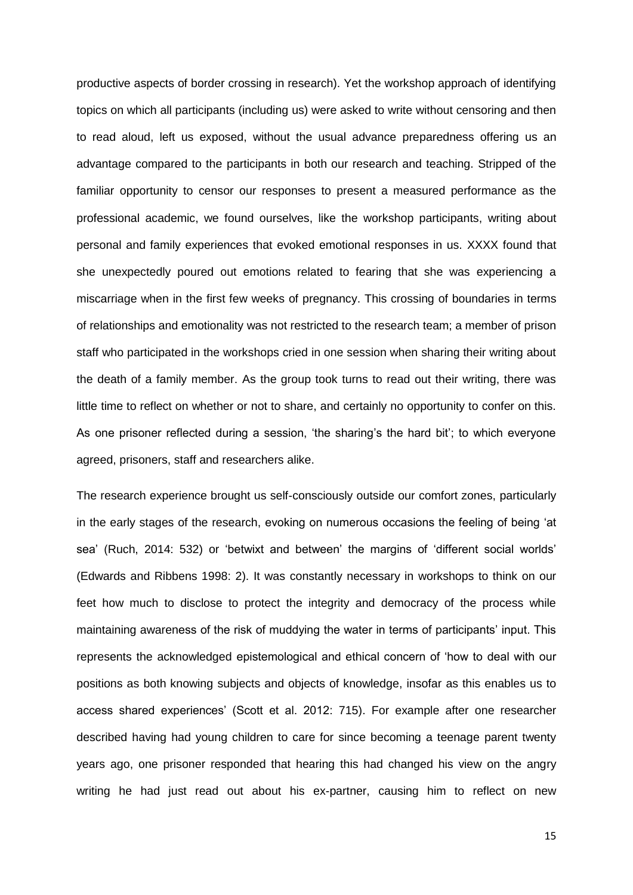productive aspects of border crossing in research). Yet the workshop approach of identifying topics on which all participants (including us) were asked to write without censoring and then to read aloud, left us exposed, without the usual advance preparedness offering us an advantage compared to the participants in both our research and teaching. Stripped of the familiar opportunity to censor our responses to present a measured performance as the professional academic, we found ourselves, like the workshop participants, writing about personal and family experiences that evoked emotional responses in us. XXXX found that she unexpectedly poured out emotions related to fearing that she was experiencing a miscarriage when in the first few weeks of pregnancy. This crossing of boundaries in terms of relationships and emotionality was not restricted to the research team; a member of prison staff who participated in the workshops cried in one session when sharing their writing about the death of a family member. As the group took turns to read out their writing, there was little time to reflect on whether or not to share, and certainly no opportunity to confer on this. As one prisoner reflected during a session, 'the sharing's the hard bit'; to which everyone agreed, prisoners, staff and researchers alike.

The research experience brought us self-consciously outside our comfort zones, particularly in the early stages of the research, evoking on numerous occasions the feeling of being 'at sea' (Ruch, 2014: 532) or 'betwixt and between' the margins of 'different social worlds' (Edwards and Ribbens 1998: 2). It was constantly necessary in workshops to think on our feet how much to disclose to protect the integrity and democracy of the process while maintaining awareness of the risk of muddying the water in terms of participants' input. This represents the acknowledged epistemological and ethical concern of 'how to deal with our positions as both knowing subjects and objects of knowledge, insofar as this enables us to access shared experiences' (Scott et al. 2012: 715). For example after one researcher described having had young children to care for since becoming a teenage parent twenty years ago, one prisoner responded that hearing this had changed his view on the angry writing he had just read out about his ex-partner, causing him to reflect on new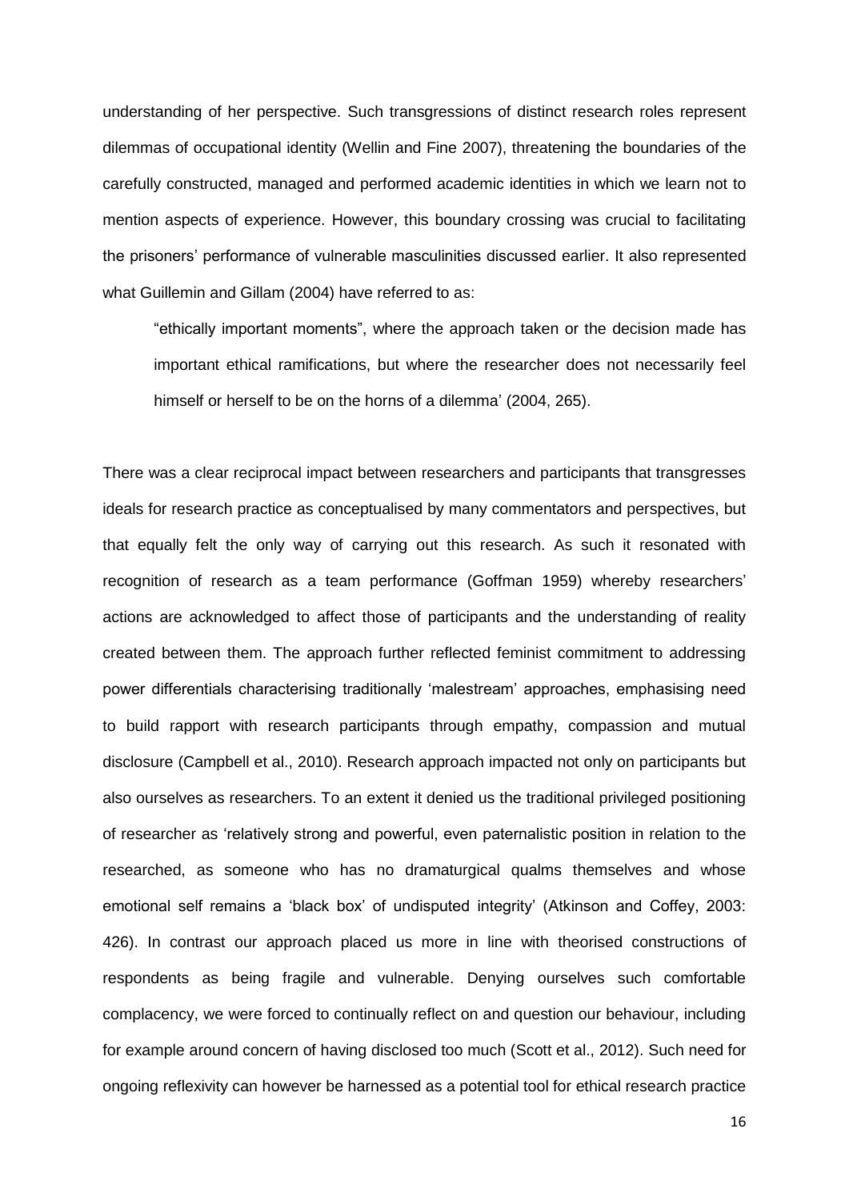understanding of her perspective. Such transgressions of distinct research roles represent dilemmas of occupational identity (Wellin and Fine 2007), threatening the boundaries of the carefully constructed, managed and performed academic identities in which we learn not to mention aspects of experience. However, this boundary crossing was crucial to facilitating the prisoners' performance of vulnerable masculinities discussed earlier. It also represented what Guillemin and Gillam (2004) have referred to as:

> "ethically important moments", where the approach taken or the decision made has important ethical ramifications, but where the researcher does not necessarily feel himself or herself to be on the horns of a dilemma' (2004, 265).

There was a clear reciprocal impact between researchers and participants that transgresses ideals for research practice as conceptualised by many commentators and perspectives, but that equally felt the only way of carrying out this research. As such it resonated with recognition of research as a team performance (Goffman 1959) whereby researchers' actions are acknowledged to affect those of participants and the understanding of reality created between them. The approach further reflected feminist commitment to addressing power differentials characterising traditionally 'malestream' approaches, emphasising need to build rapport with research participants through empathy, compassion and mutual disclosure (Campbell et al., 2010). Research approach impacted not only on participants but also ourselves as researchers. To an extent it denied us the traditional privileged positioning of researcher as 'relatively strong and powerful, even paternalistic position in relation to the researched, as someone who has no dramaturgical qualms themselves and whose emotional self remains a 'black box' of undisputed integrity' (Atkinson and Coffey, 2003: 426). In contrast our approach placed us more in line with theorised constructions of respondents as being fragile and vulnerable. Denying ourselves such comfortable complacency, we were forced to continually reflect on and question our behaviour, including for example around concern of having disclosed too much (Scott et al., 2012). Such need for ongoing reflexivity can however be harnessed as a potential tool for ethical research practice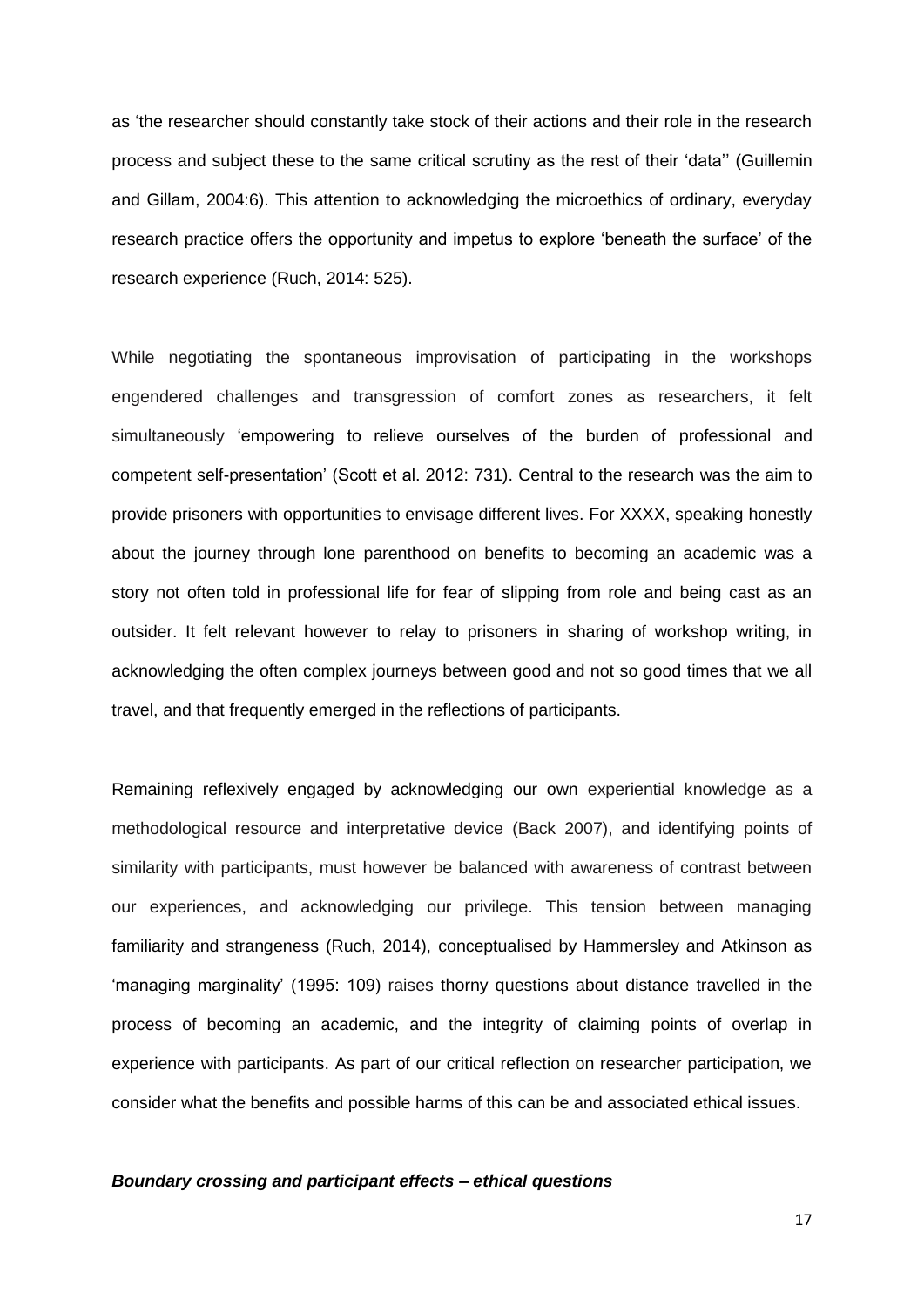as 'the researcher should constantly take stock of their actions and their role in the research process and subject these to the same critical scrutiny as the rest of their 'data'' (Guillemin and Gillam, 2004:6). This attention to acknowledging the microethics of ordinary, everyday research practice offers the opportunity and impetus to explore 'beneath the surface' of the research experience (Ruch, 2014: 525).

While negotiating the spontaneous improvisation of participating in the workshops engendered challenges and transgression of comfort zones as researchers, it felt simultaneously 'empowering to relieve ourselves of the burden of professional and competent self-presentation' (Scott et al. 2012: 731). Central to the research was the aim to provide prisoners with opportunities to envisage different lives. For XXXX, speaking honestly about the journey through lone parenthood on benefits to becoming an academic was a story not often told in professional life for fear of slipping from role and being cast as an outsider. It felt relevant however to relay to prisoners in sharing of workshop writing, in acknowledging the often complex journeys between good and not so good times that we all travel, and that frequently emerged in the reflections of participants.

Remaining reflexively engaged by acknowledging our own experiential knowledge as a methodological resource and interpretative device (Back 2007), and identifying points of similarity with participants, must however be balanced with awareness of contrast between our experiences, and acknowledging our privilege. This tension between managing familiarity and strangeness (Ruch, 2014), conceptualised by Hammersley and Atkinson as 'managing marginality' (1995: 109) raises thorny questions about distance travelled in the process of becoming an academic, and the integrity of claiming points of overlap in experience with participants. As part of our critical reflection on researcher participation, we consider what the benefits and possible harms of this can be and associated ethical issues.

***Boundary crossing and participant effects – ethical questions***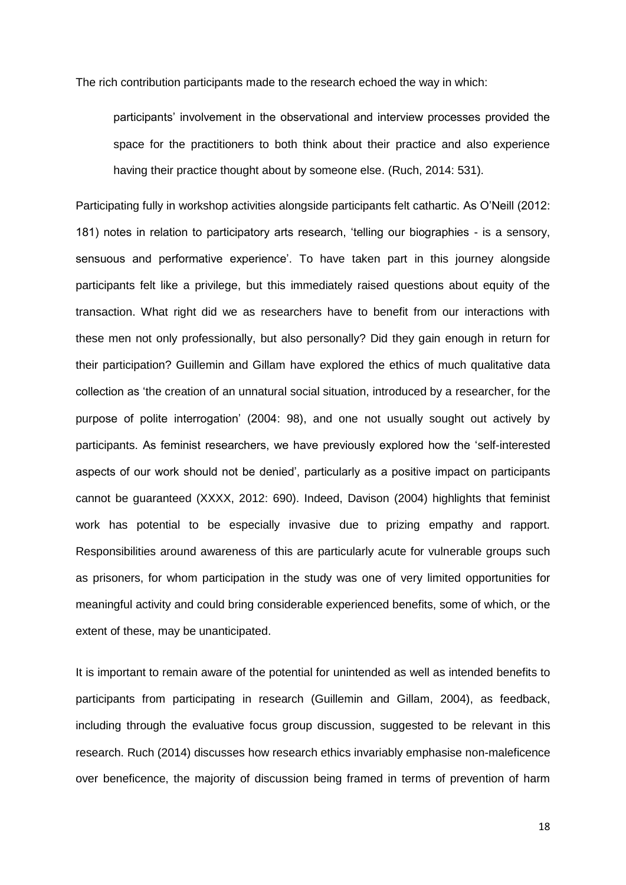The rich contribution participants made to the research echoed the way in which:

> participants' involvement in the observational and interview processes provided the space for the practitioners to both think about their practice and also experience having their practice thought about by someone else. (Ruch, 2014: 531).

Participating fully in workshop activities alongside participants felt cathartic. As O'Neill (2012: 181) notes in relation to participatory arts research, 'telling our biographies - is a sensory, sensuous and performative experience'. To have taken part in this journey alongside participants felt like a privilege, but this immediately raised questions about equity of the transaction. What right did we as researchers have to benefit from our interactions with these men not only professionally, but also personally? Did they gain enough in return for their participation? Guillemin and Gillam have explored the ethics of much qualitative data collection as 'the creation of an unnatural social situation, introduced by a researcher, for the purpose of polite interrogation' (2004: 98), and one not usually sought out actively by participants. As feminist researchers, we have previously explored how the 'self-interested aspects of our work should not be denied', particularly as a positive impact on participants cannot be guaranteed (XXXX, 2012: 690). Indeed, Davison (2004) highlights that feminist work has potential to be especially invasive due to prizing empathy and rapport. Responsibilities around awareness of this are particularly acute for vulnerable groups such as prisoners, for whom participation in the study was one of very limited opportunities for meaningful activity and could bring considerable experienced benefits, some of which, or the extent of these, may be unanticipated.

It is important to remain aware of the potential for unintended as well as intended benefits to participants from participating in research (Guillemin and Gillam, 2004), as feedback, including through the evaluative focus group discussion, suggested to be relevant in this research. Ruch (2014) discusses how research ethics invariably emphasise non-maleficence over beneficence, the majority of discussion being framed in terms of prevention of harm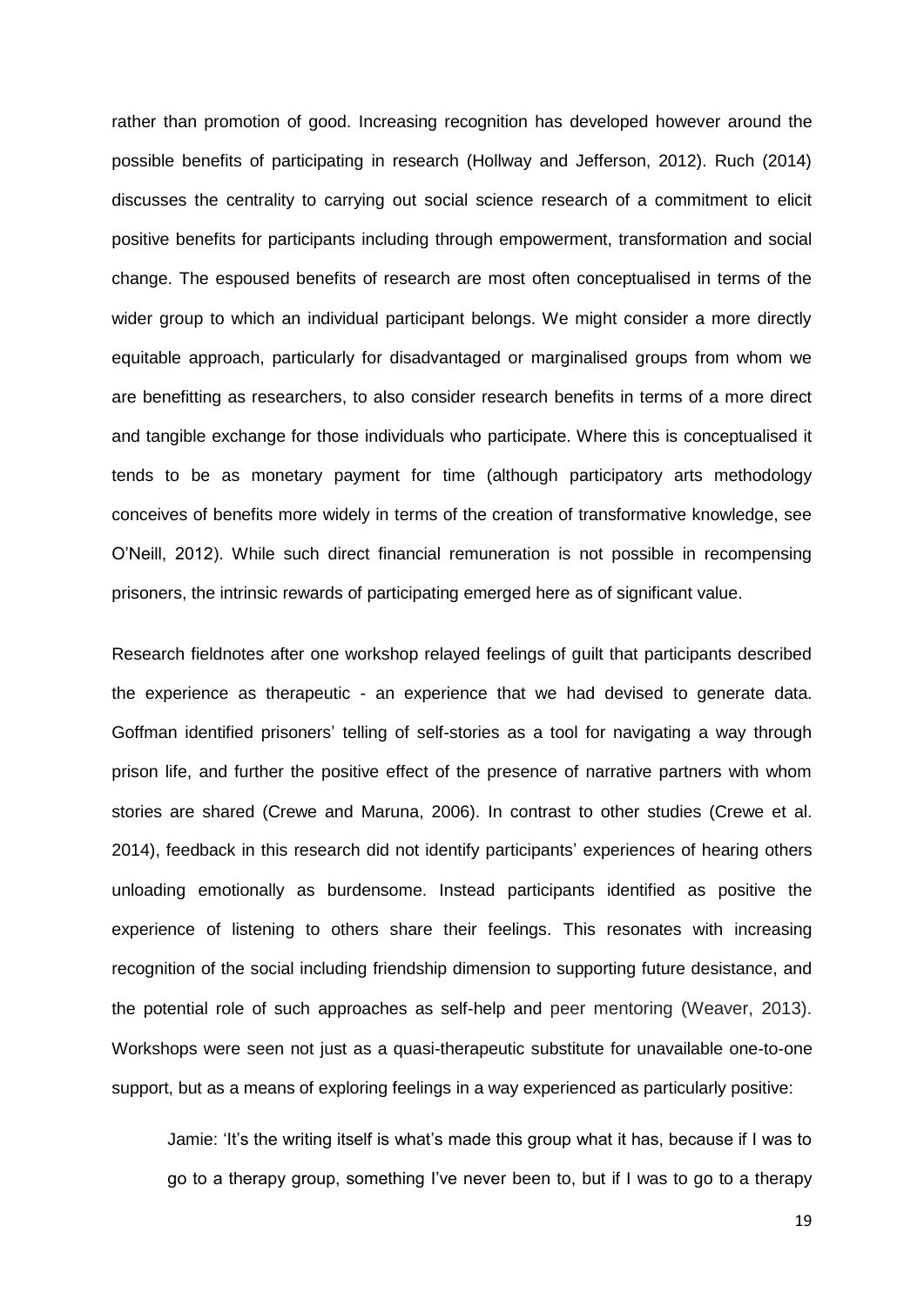rather than promotion of good. Increasing recognition has developed however around the possible benefits of participating in research (Hollway and Jefferson, 2012). Ruch (2014) discusses the centrality to carrying out social science research of a commitment to elicit positive benefits for participants including through empowerment, transformation and social change. The espoused benefits of research are most often conceptualised in terms of the wider group to which an individual participant belongs. We might consider a more directly equitable approach, particularly for disadvantaged or marginalised groups from whom we are benefitting as researchers, to also consider research benefits in terms of a more direct and tangible exchange for those individuals who participate. Where this is conceptualised it tends to be as monetary payment for time (although participatory arts methodology conceives of benefits more widely in terms of the creation of transformative knowledge, see O'Neill, 2012). While such direct financial remuneration is not possible in recompensing prisoners, the intrinsic rewards of participating emerged here as of significant value.

Research fieldnotes after one workshop relayed feelings of guilt that participants described the experience as therapeutic - an experience that we had devised to generate data. Goffman identified prisoners' telling of self-stories as a tool for navigating a way through prison life, and further the positive effect of the presence of narrative partners with whom stories are shared (Crewe and Maruna, 2006). In contrast to other studies (Crewe et al. 2014), feedback in this research did not identify participants' experiences of hearing others unloading emotionally as burdensome. Instead participants identified as positive the experience of listening to others share their feelings. This resonates with increasing recognition of the social including friendship dimension to supporting future desistance, and the potential role of such approaches as self-help and peer mentoring (Weaver, 2013). Workshops were seen not just as a quasi-therapeutic substitute for unavailable one-to-one support, but as a means of exploring feelings in a way experienced as particularly positive:

> Jamie: 'It's the writing itself is what's made this group what it has, because if I was to go to a therapy group, something I've never been to, but if I was to go to a therapy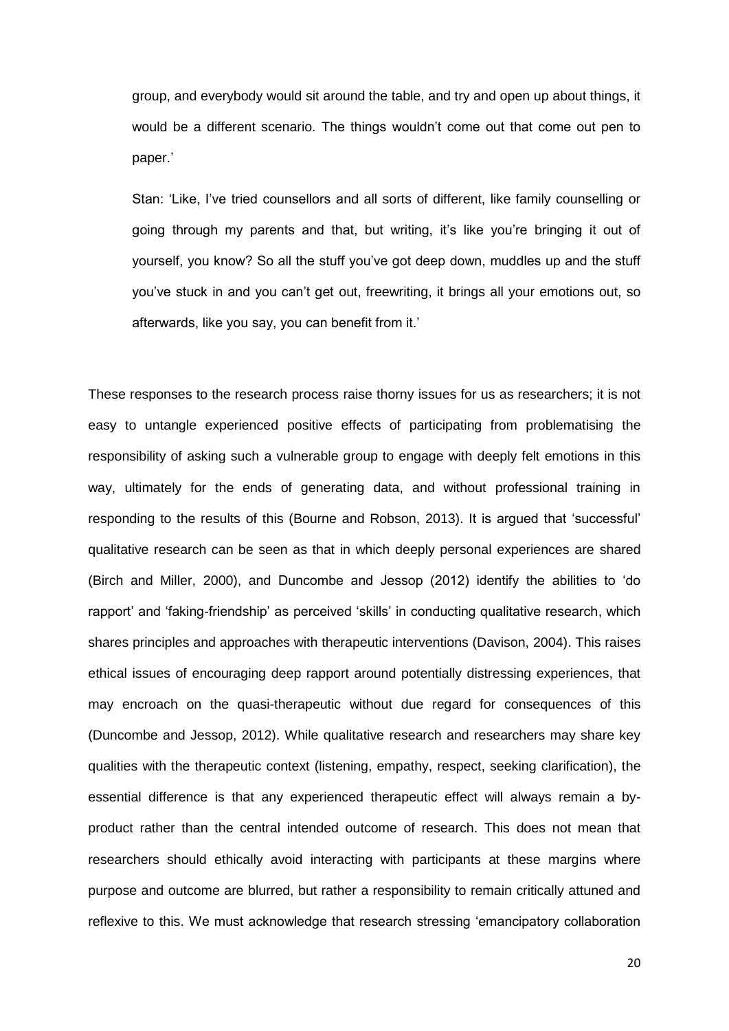group, and everybody would sit around the table, and try and open up about things, it would be a different scenario. The things wouldn't come out that come out pen to paper.'

> Stan: 'Like, I've tried counsellors and all sorts of different, like family counselling or going through my parents and that, but writing, it's like you're bringing it out of yourself, you know? So all the stuff you've got deep down, muddles up and the stuff you've stuck in and you can't get out, freewriting, it brings all your emotions out, so afterwards, like you say, you can benefit from it.'

These responses to the research process raise thorny issues for us as researchers; it is not easy to untangle experienced positive effects of participating from problematising the responsibility of asking such a vulnerable group to engage with deeply felt emotions in this way, ultimately for the ends of generating data, and without professional training in responding to the results of this (Bourne and Robson, 2013). It is argued that 'successful' qualitative research can be seen as that in which deeply personal experiences are shared (Birch and Miller, 2000), and Duncombe and Jessop (2012) identify the abilities to 'do rapport' and 'faking-friendship' as perceived 'skills' in conducting qualitative research, which shares principles and approaches with therapeutic interventions (Davison, 2004). This raises ethical issues of encouraging deep rapport around potentially distressing experiences, that may encroach on the quasi-therapeutic without due regard for consequences of this (Duncombe and Jessop, 2012). While qualitative research and researchers may share key qualities with the therapeutic context (listening, empathy, respect, seeking clarification), the essential difference is that any experienced therapeutic effect will always remain a by-product rather than the central intended outcome of research. This does not mean that researchers should ethically avoid interacting with participants at these margins where purpose and outcome are blurred, but rather a responsibility to remain critically attuned and reflexive to this. We must acknowledge that research stressing 'emancipatory collaboration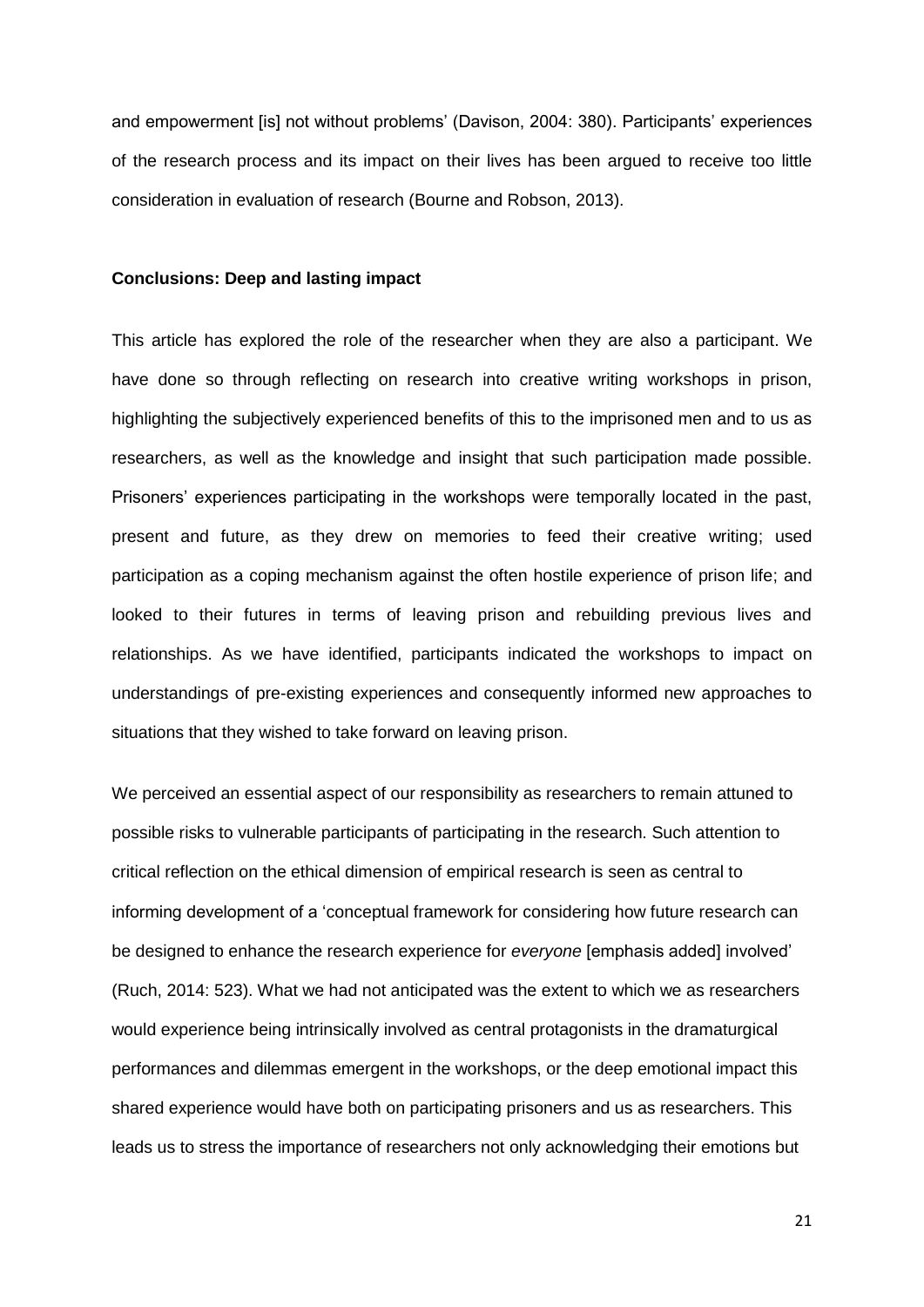and empowerment [is] not without problems' (Davison, 2004: 380). Participants' experiences of the research process and its impact on their lives has been argued to receive too little consideration in evaluation of research (Bourne and Robson, 2013).

**Conclusions: Deep and lasting impact**

This article has explored the role of the researcher when they are also a participant. We have done so through reflecting on research into creative writing workshops in prison, highlighting the subjectively experienced benefits of this to the imprisoned men and to us as researchers, as well as the knowledge and insight that such participation made possible. Prisoners' experiences participating in the workshops were temporally located in the past, present and future, as they drew on memories to feed their creative writing; used participation as a coping mechanism against the often hostile experience of prison life; and looked to their futures in terms of leaving prison and rebuilding previous lives and relationships. As we have identified, participants indicated the workshops to impact on understandings of pre-existing experiences and consequently informed new approaches to situations that they wished to take forward on leaving prison.

We perceived an essential aspect of our responsibility as researchers to remain attuned to possible risks to vulnerable participants of participating in the research. Such attention to critical reflection on the ethical dimension of empirical research is seen as central to informing development of a 'conceptual framework for considering how future research can be designed to enhance the research experience for *everyone* [emphasis added] involved' (Ruch, 2014: 523). What we had not anticipated was the extent to which we as researchers would experience being intrinsically involved as central protagonists in the dramaturgical performances and dilemmas emergent in the workshops, or the deep emotional impact this shared experience would have both on participating prisoners and us as researchers. This leads us to stress the importance of researchers not only acknowledging their emotions but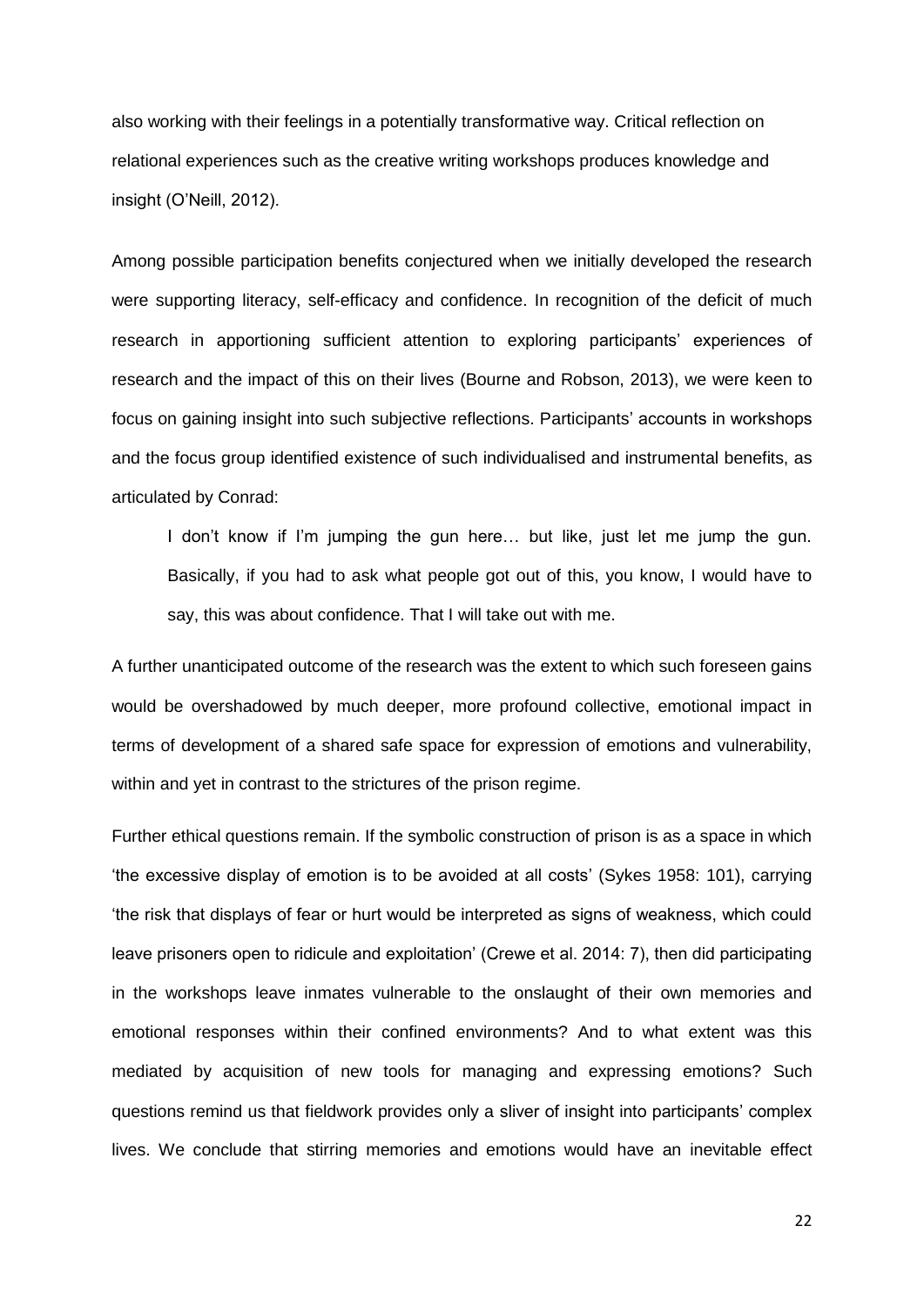also working with their feelings in a potentially transformative way. Critical reflection on relational experiences such as the creative writing workshops produces knowledge and insight (O'Neill, 2012).

Among possible participation benefits conjectured when we initially developed the research were supporting literacy, self-efficacy and confidence. In recognition of the deficit of much research in apportioning sufficient attention to exploring participants' experiences of research and the impact of this on their lives (Bourne and Robson, 2013), we were keen to focus on gaining insight into such subjective reflections. Participants' accounts in workshops and the focus group identified existence of such individualised and instrumental benefits, as articulated by Conrad:

> I don't know if I'm jumping the gun here… but like, just let me jump the gun. Basically, if you had to ask what people got out of this, you know, I would have to say, this was about confidence. That I will take out with me.

A further unanticipated outcome of the research was the extent to which such foreseen gains would be overshadowed by much deeper, more profound collective, emotional impact in terms of development of a shared safe space for expression of emotions and vulnerability, within and yet in contrast to the strictures of the prison regime.

Further ethical questions remain. If the symbolic construction of prison is as a space in which 'the excessive display of emotion is to be avoided at all costs' (Sykes 1958: 101), carrying 'the risk that displays of fear or hurt would be interpreted as signs of weakness, which could leave prisoners open to ridicule and exploitation' (Crewe et al. 2014: 7), then did participating in the workshops leave inmates vulnerable to the onslaught of their own memories and emotional responses within their confined environments? And to what extent was this mediated by acquisition of new tools for managing and expressing emotions? Such questions remind us that fieldwork provides only a sliver of insight into participants' complex lives. We conclude that stirring memories and emotions would have an inevitable effect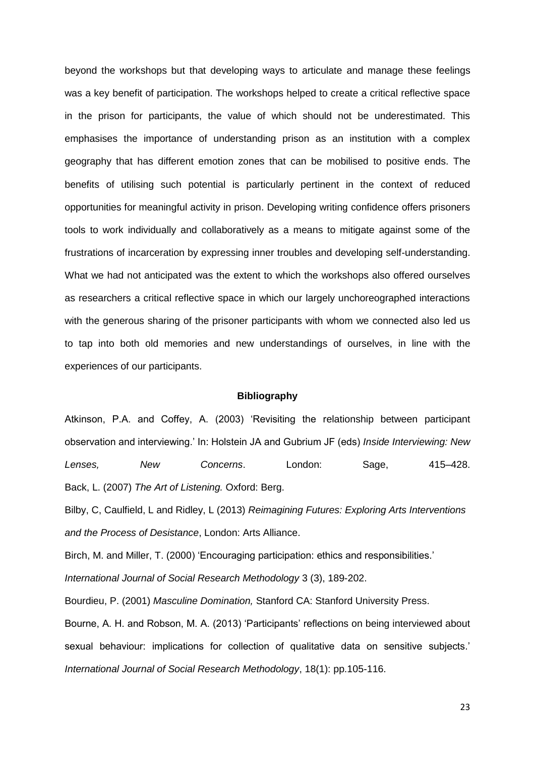beyond the workshops but that developing ways to articulate and manage these feelings was a key benefit of participation. The workshops helped to create a critical reflective space in the prison for participants, the value of which should not be underestimated. This emphasises the importance of understanding prison as an institution with a complex geography that has different emotion zones that can be mobilised to positive ends. The benefits of utilising such potential is particularly pertinent in the context of reduced opportunities for meaningful activity in prison. Developing writing confidence offers prisoners tools to work individually and collaboratively as a means to mitigate against some of the frustrations of incarceration by expressing inner troubles and developing self-understanding. What we had not anticipated was the extent to which the workshops also offered ourselves as researchers a critical reflective space in which our largely unchoreographed interactions with the generous sharing of the prisoner participants with whom we connected also led us to tap into both old memories and new understandings of ourselves, in line with the experiences of our participants.

## Bibliography

Atkinson, P.A. and Coffey, A. (2003) 'Revisiting the relationship between participant observation and interviewing.' In: Holstein JA and Gubrium JF (eds) *Inside Interviewing: New Lenses, New Concerns*. London: Sage, 415–428.

Back, L. (2007) *The Art of Listening.* Oxford: Berg.

Bilby, C, Caulfield, L and Ridley, L (2013) *Reimagining Futures: Exploring Arts Interventions and the Process of Desistance*, London: Arts Alliance.

Birch, M. and Miller, T. (2000) 'Encouraging participation: ethics and responsibilities.' *International Journal of Social Research Methodology* 3 (3), 189-202.

Bourdieu, P. (2001) *Masculine Domination,* Stanford CA: Stanford University Press.

Bourne, A. H. and Robson, M. A. (2013) 'Participants' reflections on being interviewed about sexual behaviour: implications for collection of qualitative data on sensitive subjects.' *International Journal of Social Research Methodology*, 18(1): pp.105-116.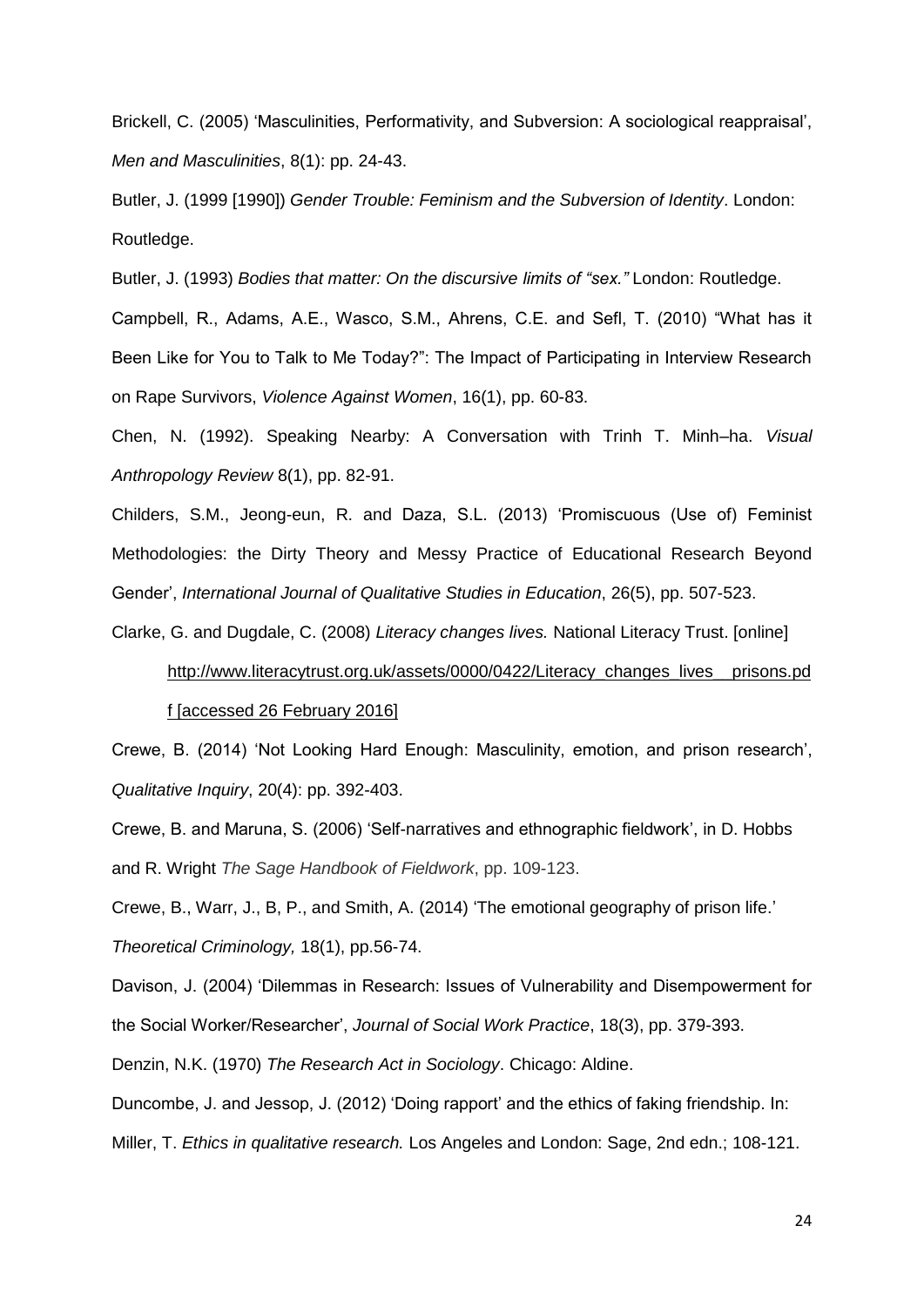Brickell, C. (2005) 'Masculinities, Performativity, and Subversion: A sociological reappraisal', *Men and Masculinities*, 8(1): pp. 24-43.

Butler, J. (1999 [1990]) *Gender Trouble: Feminism and the Subversion of Identity*. London: Routledge.

Butler, J. (1993) *Bodies that matter: On the discursive limits of "sex."* London: Routledge.

Campbell, R., Adams, A.E., Wasco, S.M., Ahrens, C.E. and Sefl, T. (2010) "What has it Been Like for You to Talk to Me Today?": The Impact of Participating in Interview Research on Rape Survivors, *Violence Against Women*, 16(1), pp. 60-83.

Chen, N. (1992). Speaking Nearby: A Conversation with Trinh T. Minh–ha. *Visual Anthropology Review* 8(1), pp. 82-91.

Childers, S.M., Jeong-eun, R. and Daza, S.L. (2013) 'Promiscuous (Use of) Feminist Methodologies: the Dirty Theory and Messy Practice of Educational Research Beyond Gender', *International Journal of Qualitative Studies in Education*, 26(5), pp. 507-523.

Clarke, G. and Dugdale, C. (2008) *Literacy changes lives.* National Literacy Trust. [online] http://www.literacytrust.org.uk/assets/0000/0422/Literacy_changes_lives__prisons.pdf [accessed 26 February 2016]

Crewe, B. (2014) 'Not Looking Hard Enough: Masculinity, emotion, and prison research', *Qualitative Inquiry*, 20(4): pp. 392-403.

Crewe, B. and Maruna, S. (2006) 'Self-narratives and ethnographic fieldwork', in D. Hobbs and R. Wright *The Sage Handbook of Fieldwork*, pp. 109-123.

Crewe, B., Warr, J., B, P., and Smith, A. (2014) 'The emotional geography of prison life.' *Theoretical Criminology,* 18(1), pp.56-74.

Davison, J. (2004) 'Dilemmas in Research: Issues of Vulnerability and Disempowerment for the Social Worker/Researcher', *Journal of Social Work Practice*, 18(3), pp. 379-393.

Denzin, N.K. (1970) *The Research Act in Sociology*. Chicago: Aldine.

Duncombe, J. and Jessop, J. (2012) 'Doing rapport' and the ethics of faking friendship. In: Miller, T. *Ethics in qualitative research.* Los Angeles and London: Sage, 2nd edn.; 108-121.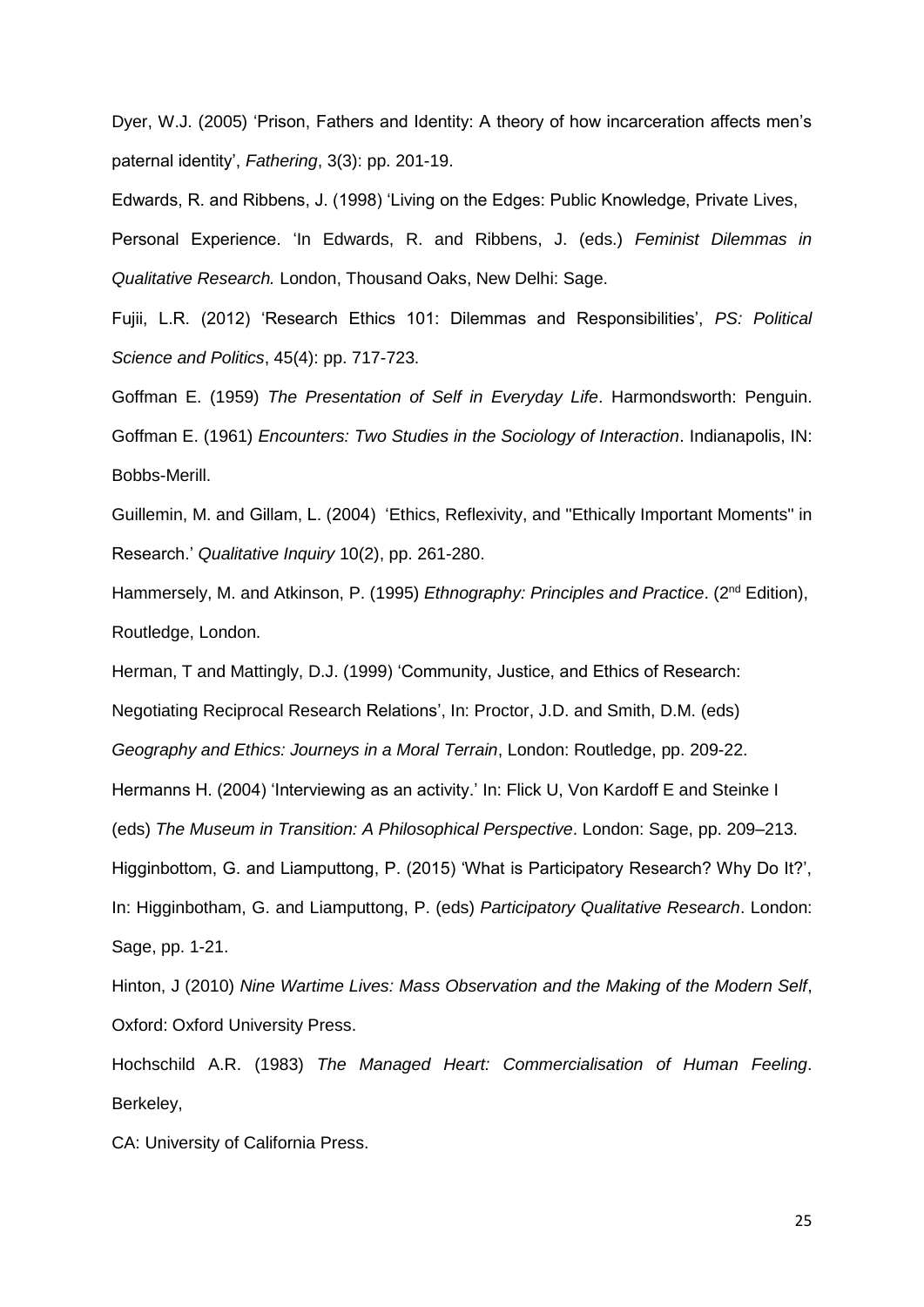Dyer, W.J. (2005) 'Prison, Fathers and Identity: A theory of how incarceration affects men's paternal identity', *Fathering*, 3(3): pp. 201-19.

Edwards, R. and Ribbens, J. (1998) 'Living on the Edges: Public Knowledge, Private Lives, Personal Experience. 'In Edwards, R. and Ribbens, J. (eds.) *Feminist Dilemmas in Qualitative Research.* London, Thousand Oaks, New Delhi: Sage.

Fujii, L.R. (2012) 'Research Ethics 101: Dilemmas and Responsibilities', *PS: Political Science and Politics*, 45(4): pp. 717-723.

Goffman E. (1959) *The Presentation of Self in Everyday Life*. Harmondsworth: Penguin. Goffman E. (1961) *Encounters: Two Studies in the Sociology of Interaction*. Indianapolis, IN: Bobbs-Merill.

Guillemin, M. and Gillam, L. (2004) 'Ethics, Reflexivity, and "Ethically Important Moments" in Research.' *Qualitative Inquiry* 10(2), pp. 261-280.

Hammersely, M. and Atkinson, P. (1995) *Ethnography: Principles and Practice*. (2nd Edition), Routledge, London.

Herman, T and Mattingly, D.J. (1999) 'Community, Justice, and Ethics of Research: Negotiating Reciprocal Research Relations', In: Proctor, J.D. and Smith, D.M. (eds) *Geography and Ethics: Journeys in a Moral Terrain*, London: Routledge, pp. 209-22.

Hermanns H. (2004) 'Interviewing as an activity.' In: Flick U, Von Kardoff E and Steinke I (eds) *The Museum in Transition: A Philosophical Perspective*. London: Sage, pp. 209–213.

Higginbottom, G. and Liamputtong, P. (2015) 'What is Participatory Research? Why Do It?', In: Higginbotham, G. and Liamputtong, P. (eds) *Participatory Qualitative Research*. London: Sage, pp. 1-21.

Hinton, J (2010) *Nine Wartime Lives: Mass Observation and the Making of the Modern Self*, Oxford: Oxford University Press.

Hochschild A.R. (1983) *The Managed Heart: Commercialisation of Human Feeling*. Berkeley,

CA: University of California Press.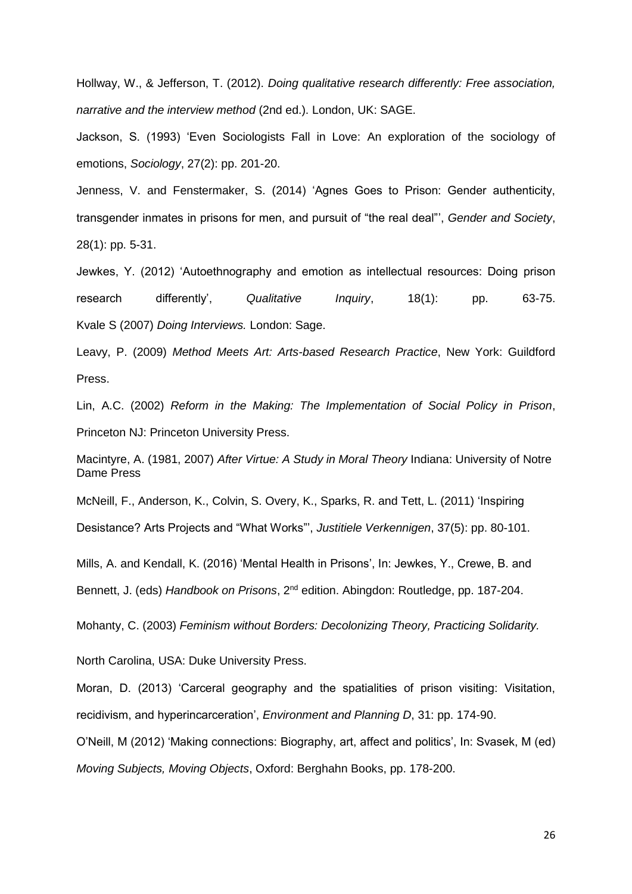Hollway, W., & Jefferson, T. (2012). *Doing qualitative research differently: Free association, narrative and the interview method* (2nd ed.). London, UK: SAGE.

Jackson, S. (1993) 'Even Sociologists Fall in Love: An exploration of the sociology of emotions, *Sociology*, 27(2): pp. 201-20.

Jenness, V. and Fenstermaker, S. (2014) 'Agnes Goes to Prison: Gender authenticity, transgender inmates in prisons for men, and pursuit of "the real deal"', *Gender and Society*, 28(1): pp. 5-31.

Jewkes, Y. (2012) 'Autoethnography and emotion as intellectual resources: Doing prison research differently', *Qualitative Inquiry*, 18(1): pp. 63-75.

Kvale S (2007) *Doing Interviews.* London: Sage.

Leavy, P. (2009) *Method Meets Art: Arts-based Research Practice*, New York: Guildford Press.

Lin, A.C. (2002) *Reform in the Making: The Implementation of Social Policy in Prison*, Princeton NJ: Princeton University Press.

Macintyre, A. (1981, 2007) *After Virtue: A Study in Moral Theory* Indiana: University of Notre Dame Press

McNeill, F., Anderson, K., Colvin, S. Overy, K., Sparks, R. and Tett, L. (2011) 'Inspiring Desistance? Arts Projects and "What Works"', *Justitiele Verkennigen*, 37(5): pp. 80-101.

Mills, A. and Kendall, K. (2016) 'Mental Health in Prisons', In: Jewkes, Y., Crewe, B. and Bennett, J. (eds) *Handbook on Prisons*, 2nd edition. Abingdon: Routledge, pp. 187-204.

Mohanty, C. (2003) *Feminism without Borders: Decolonizing Theory, Practicing Solidarity.*

North Carolina, USA: Duke University Press.

Moran, D. (2013) 'Carceral geography and the spatialities of prison visiting: Visitation, recidivism, and hyperincarceration', *Environment and Planning D*, 31: pp. 174-90.

O'Neill, M (2012) 'Making connections: Biography, art, affect and politics', In: Svasek, M (ed) *Moving Subjects, Moving Objects*, Oxford: Berghahn Books, pp. 178-200.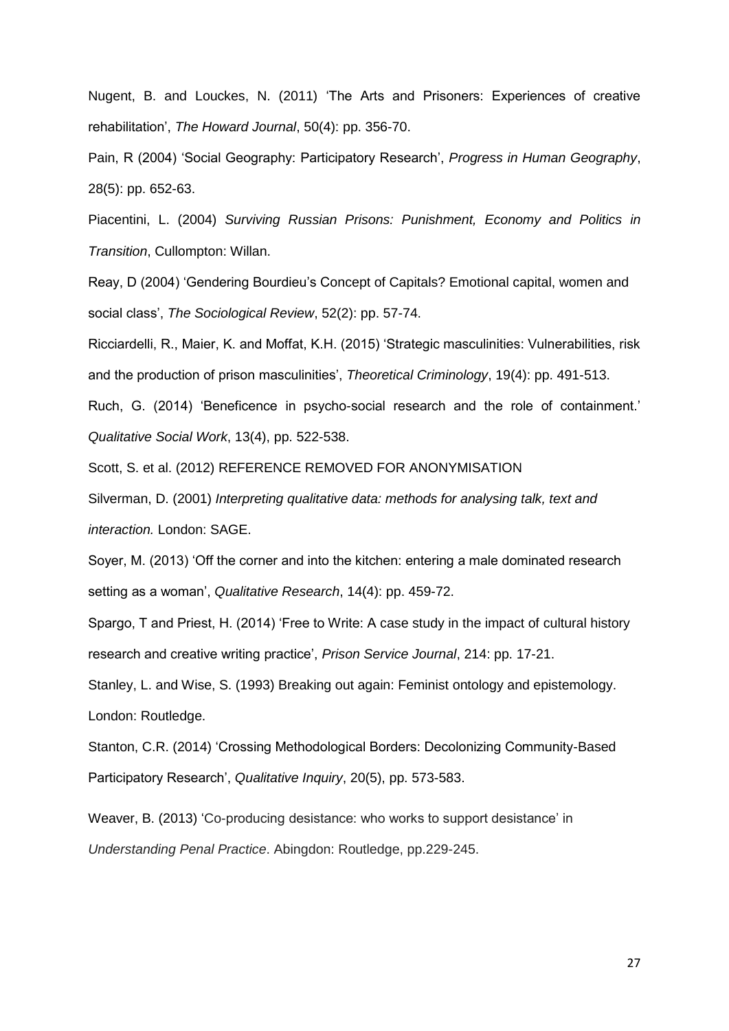Nugent, B. and Louckes, N. (2011) 'The Arts and Prisoners: Experiences of creative rehabilitation', *The Howard Journal*, 50(4): pp. 356-70.

Pain, R (2004) 'Social Geography: Participatory Research', *Progress in Human Geography*, 28(5): pp. 652-63.

Piacentini, L. (2004) *Surviving Russian Prisons: Punishment, Economy and Politics in Transition*, Cullompton: Willan.

Reay, D (2004) 'Gendering Bourdieu's Concept of Capitals? Emotional capital, women and social class', *The Sociological Review*, 52(2): pp. 57-74.

Ricciardelli, R., Maier, K. and Moffat, K.H. (2015) 'Strategic masculinities: Vulnerabilities, risk and the production of prison masculinities', *Theoretical Criminology*, 19(4): pp. 491-513.

Ruch, G. (2014) 'Beneficence in psycho-social research and the role of containment.' *Qualitative Social Work*, 13(4), pp. 522-538.

Scott, S. et al. (2012) REFERENCE REMOVED FOR ANONYMISATION

Silverman, D. (2001) *Interpreting qualitative data: methods for analysing talk, text and interaction.* London: SAGE.

Soyer, M. (2013) 'Off the corner and into the kitchen: entering a male dominated research setting as a woman', *Qualitative Research*, 14(4): pp. 459-72.

Spargo, T and Priest, H. (2014) 'Free to Write: A case study in the impact of cultural history research and creative writing practice', *Prison Service Journal*, 214: pp. 17-21.

Stanley, L. and Wise, S. (1993) Breaking out again: Feminist ontology and epistemology. London: Routledge.

Stanton, C.R. (2014) 'Crossing Methodological Borders: Decolonizing Community-Based Participatory Research', *Qualitative Inquiry*, 20(5), pp. 573-583.

Weaver, B. (2013) 'Co-producing desistance: who works to support desistance' in *Understanding Penal Practice*. Abingdon: Routledge, pp.229-245.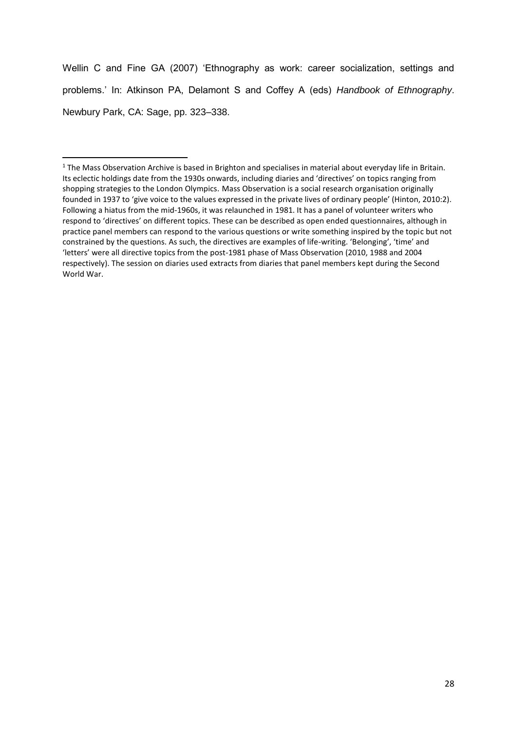Wellin C and Fine GA (2007) 'Ethnography as work: career socialization, settings and problems.' In: Atkinson PA, Delamont S and Coffey A (eds) *Handbook of Ethnography*. Newbury Park, CA: Sage, pp. 323–338.

---

[1] The Mass Observation Archive is based in Brighton and specialises in material about everyday life in Britain. Its eclectic holdings date from the 1930s onwards, including diaries and 'directives' on topics ranging from shopping strategies to the London Olympics. Mass Observation is a social research organisation originally founded in 1937 to 'give voice to the values expressed in the private lives of ordinary people' (Hinton, 2010:2). Following a hiatus from the mid-1960s, it was relaunched in 1981. It has a panel of volunteer writers who respond to 'directives' on different topics. These can be described as open ended questionnaires, although in practice panel members can respond to the various questions or write something inspired by the topic but not constrained by the questions. As such, the directives are examples of life-writing. 'Belonging', 'time' and 'letters' were all directive topics from the post-1981 phase of Mass Observation (2010, 1988 and 2004 respectively). The session on diaries used extracts from diaries that panel members kept during the Second World War.